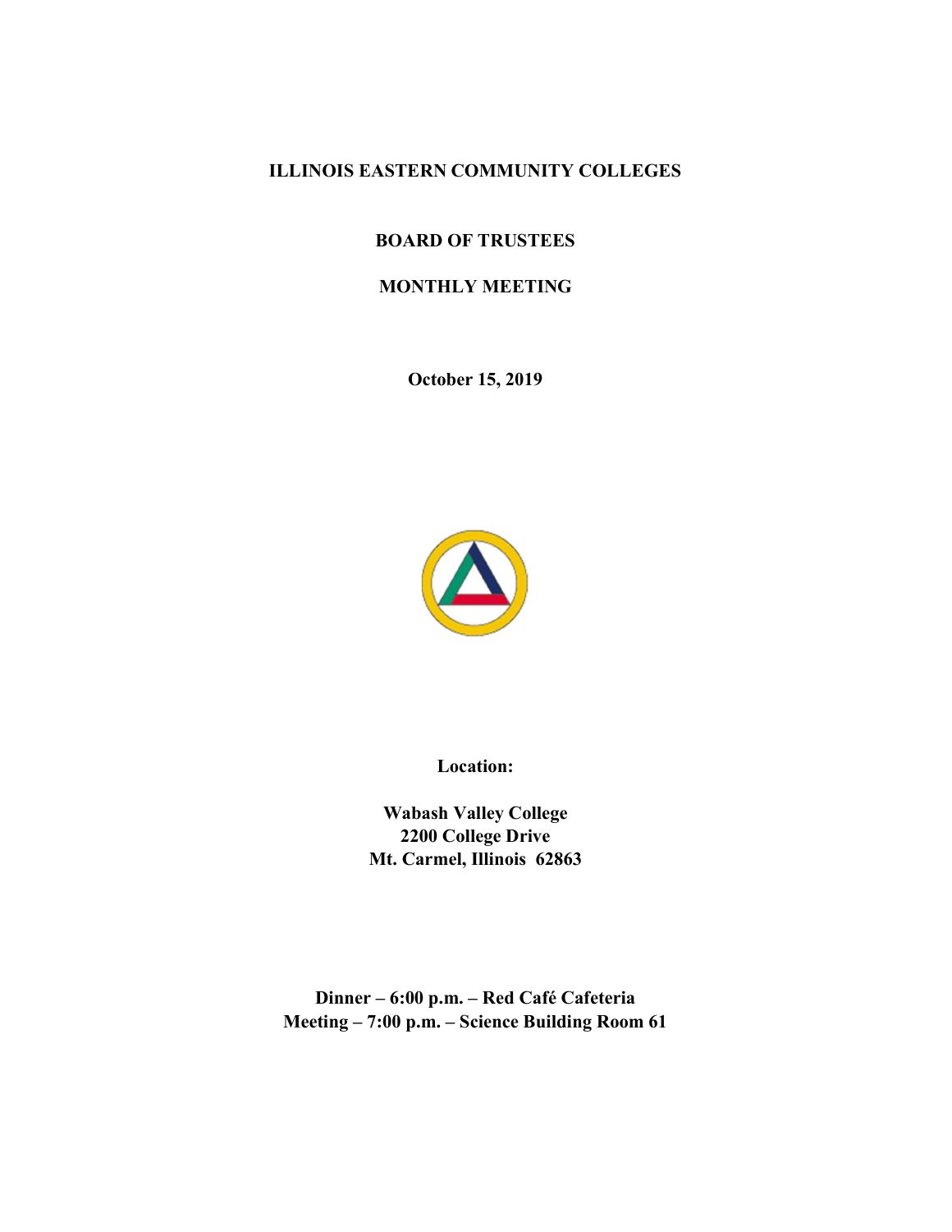# ILLINOIS EASTERN COMMUNITY COLLEGES

## BOARD OF TRUSTEES

## MONTHLY MEETING

**October 15, 2019**

**Location:**

**Wabash Valley College**
**2200 College Drive**
**Mt. Carmel, Illinois 62863**

**Dinner – 6:00 p.m. – Red Café Cafeteria**
**Meeting – 7:00 p.m. – Science Building Room 61**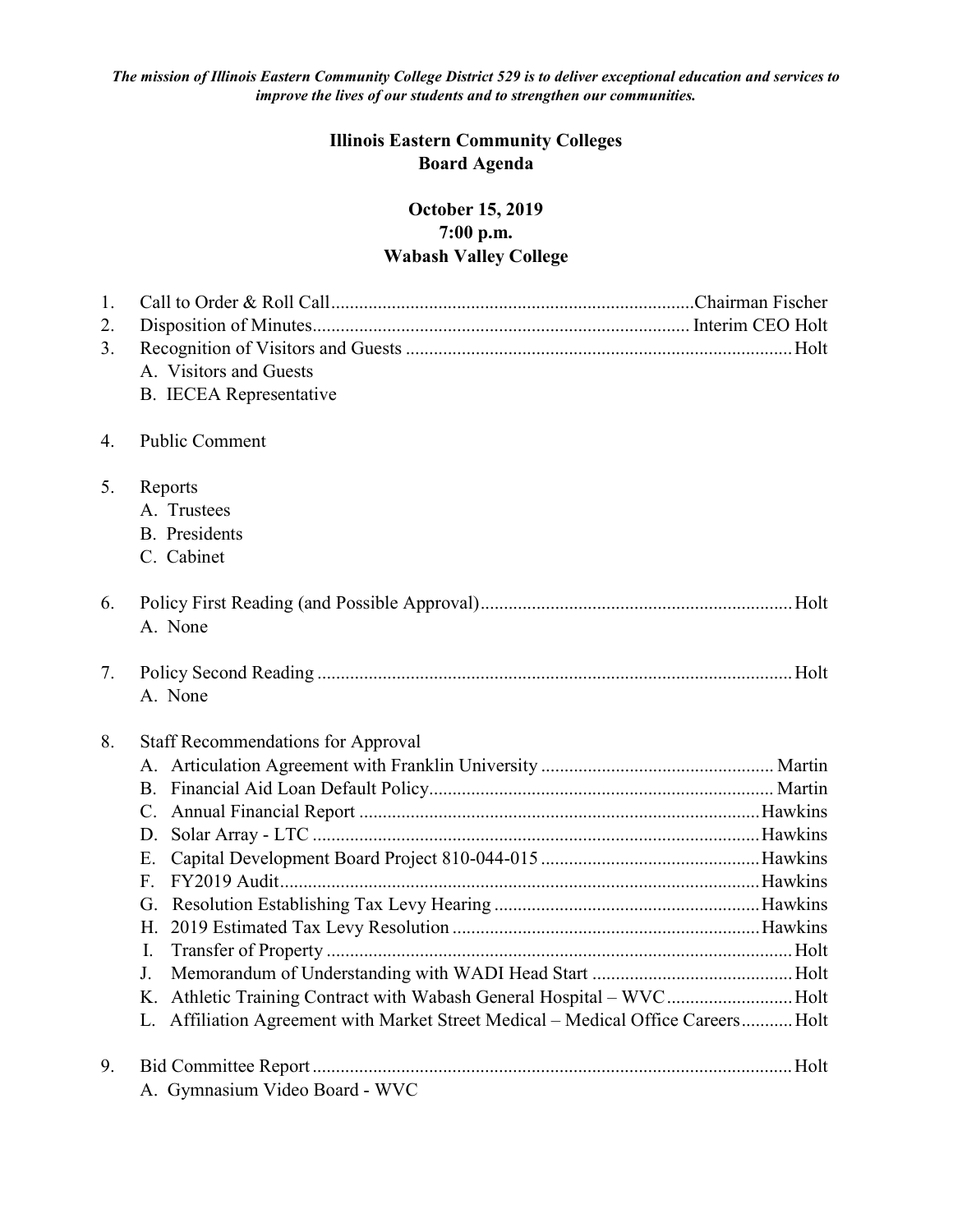*The mission of Illinois Eastern Community College District 529 is to deliver exceptional education and services to improve the lives of our students and to strengthen our communities.*

# Illinois Eastern Community Colleges
# Board Agenda

## October 15, 2019
## 7:00 p.m.
## Wabash Valley College

1. Call to Order & Roll Call....................Chairman Fischer
2. Disposition of Minutes....................Interim CEO Holt
3. Recognition of Visitors and Guests....................Holt
   A. Visitors and Guests
   B. IECEA Representative

4. Public Comment

5. Reports
   A. Trustees
   B. Presidents
   C. Cabinet

6. Policy First Reading (and Possible Approval)....................Holt
   A. None

7. Policy Second Reading....................Holt
   A. None

8. Staff Recommendations for Approval
   A. Articulation Agreement with Franklin University....................Martin
   B. Financial Aid Loan Default Policy....................Martin
   C. Annual Financial Report....................Hawkins
   D. Solar Array - LTC....................Hawkins
   E. Capital Development Board Project 810-044-015....................Hawkins
   F. FY2019 Audit....................Hawkins
   G. Resolution Establishing Tax Levy Hearing....................Hawkins
   H. 2019 Estimated Tax Levy Resolution....................Hawkins
   I. Transfer of Property....................Holt
   J. Memorandum of Understanding with WADI Head Start....................Holt
   K. Athletic Training Contract with Wabash General Hospital – WVC....................Holt
   L. Affiliation Agreement with Market Street Medical – Medical Office Careers....................Holt

9. Bid Committee Report....................Holt
   A. Gymnasium Video Board - WVC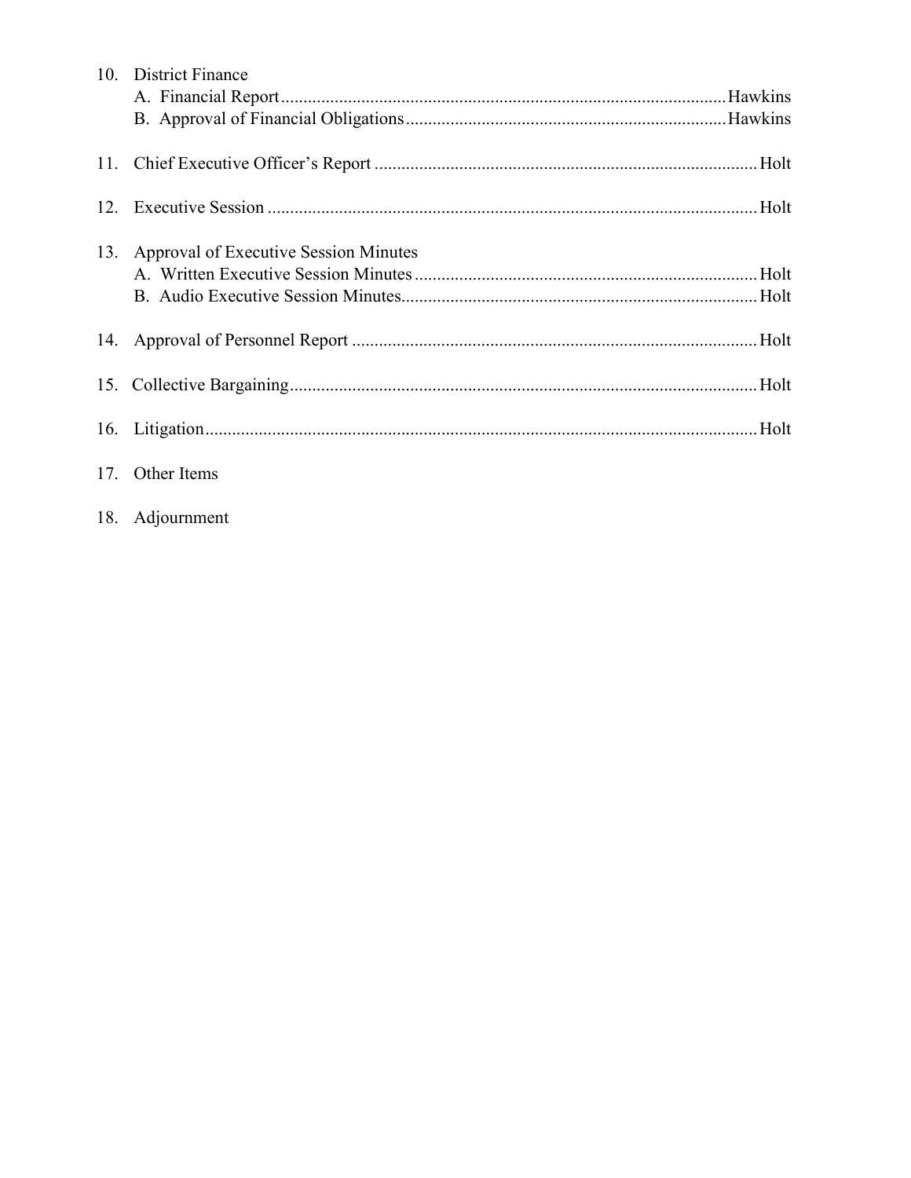10. District Finance
    - A. Financial Report ........................................................................................ Hawkins
    - B. Approval of Financial Obligations ............................................................ Hawkins

11. Chief Executive Officer's Report ........................................................................ Holt

12. Executive Session ................................................................................................ Holt

13. Approval of Executive Session Minutes
    - A. Written Executive Session Minutes .............................................................. Holt
    - B. Audio Executive Session Minutes ................................................................. Holt

14. Approval of Personnel Report ............................................................................... Holt

15. Collective Bargaining ............................................................................................ Holt

16. Litigation .............................................................................................................. Holt

17. Other Items

18. Adjournment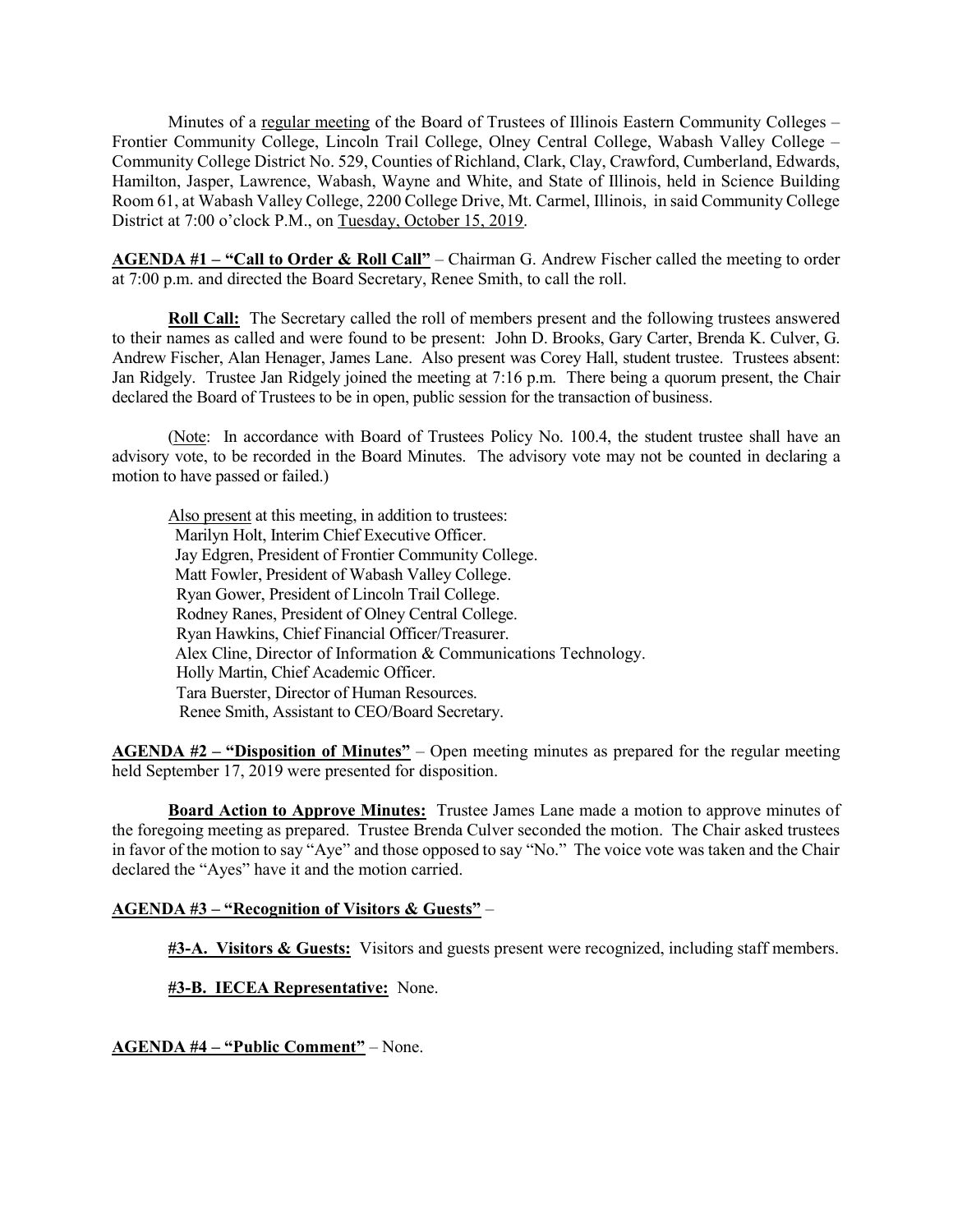Minutes of a regular meeting of the Board of Trustees of Illinois Eastern Community Colleges – Frontier Community College, Lincoln Trail College, Olney Central College, Wabash Valley College – Community College District No. 529, Counties of Richland, Clark, Clay, Crawford, Cumberland, Edwards, Hamilton, Jasper, Lawrence, Wabash, Wayne and White, and State of Illinois, held in Science Building Room 61, at Wabash Valley College, 2200 College Drive, Mt. Carmel, Illinois, in said Community College District at 7:00 o'clock P.M., on Tuesday, October 15, 2019.

**AGENDA #1 – "Call to Order & Roll Call"** – Chairman G. Andrew Fischer called the meeting to order at 7:00 p.m. and directed the Board Secretary, Renee Smith, to call the roll.

**Roll Call:** The Secretary called the roll of members present and the following trustees answered to their names as called and were found to be present: John D. Brooks, Gary Carter, Brenda K. Culver, G. Andrew Fischer, Alan Henager, James Lane. Also present was Corey Hall, student trustee. Trustees absent: Jan Ridgely. Trustee Jan Ridgely joined the meeting at 7:16 p.m. There being a quorum present, the Chair declared the Board of Trustees to be in open, public session for the transaction of business.

(Note: In accordance with Board of Trustees Policy No. 100.4, the student trustee shall have an advisory vote, to be recorded in the Board Minutes. The advisory vote may not be counted in declaring a motion to have passed or failed.)

Also present at this meeting, in addition to trustees:

Marilyn Holt, Interim Chief Executive Officer.
Jay Edgren, President of Frontier Community College.
Matt Fowler, President of Wabash Valley College.
Ryan Gower, President of Lincoln Trail College.
Rodney Ranes, President of Olney Central College.
Ryan Hawkins, Chief Financial Officer/Treasurer.
Alex Cline, Director of Information & Communications Technology.
Holly Martin, Chief Academic Officer.
Tara Buerster, Director of Human Resources.
Renee Smith, Assistant to CEO/Board Secretary.

**AGENDA #2 – "Disposition of Minutes"** – Open meeting minutes as prepared for the regular meeting held September 17, 2019 were presented for disposition.

**Board Action to Approve Minutes:** Trustee James Lane made a motion to approve minutes of the foregoing meeting as prepared. Trustee Brenda Culver seconded the motion. The Chair asked trustees in favor of the motion to say "Aye" and those opposed to say "No." The voice vote was taken and the Chair declared the "Ayes" have it and the motion carried.

**AGENDA #3 – "Recognition of Visitors & Guests"** –

**#3-A. Visitors & Guests:** Visitors and guests present were recognized, including staff members.

**#3-B. IECEA Representative:** None.

**AGENDA #4 – "Public Comment"** – None.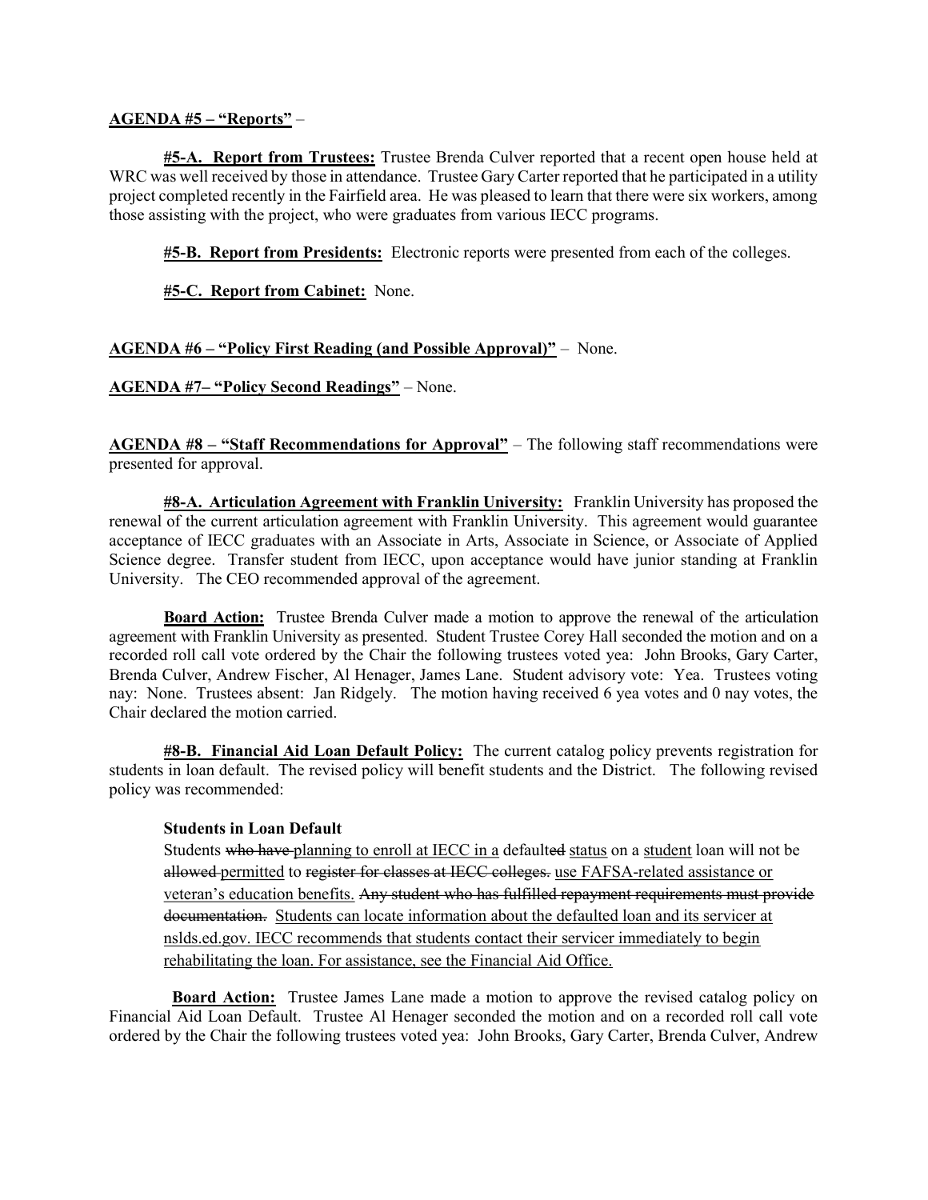**<u>AGENDA #5 – "Reports"</u>** –

**<u>#5-A. Report from Trustees:</u>** Trustee Brenda Culver reported that a recent open house held at WRC was well received by those in attendance. Trustee Gary Carter reported that he participated in a utility project completed recently in the Fairfield area. He was pleased to learn that there were six workers, among those assisting with the project, who were graduates from various IECC programs.

**<u>#5-B. Report from Presidents:</u>** Electronic reports were presented from each of the colleges.

**<u>#5-C. Report from Cabinet:</u>** None.

**<u>AGENDA #6 – "Policy First Reading (and Possible Approval)"</u>** – None.

**<u>AGENDA #7– "Policy Second Readings"</u>** – None.

**<u>AGENDA #8 – "Staff Recommendations for Approval"</u>** – The following staff recommendations were presented for approval.

**<u>#8-A. Articulation Agreement with Franklin University:</u>** Franklin University has proposed the renewal of the current articulation agreement with Franklin University. This agreement would guarantee acceptance of IECC graduates with an Associate in Arts, Associate in Science, or Associate of Applied Science degree. Transfer student from IECC, upon acceptance would have junior standing at Franklin University. The CEO recommended approval of the agreement.

**<u>Board Action:</u>** Trustee Brenda Culver made a motion to approve the renewal of the articulation agreement with Franklin University as presented. Student Trustee Corey Hall seconded the motion and on a recorded roll call vote ordered by the Chair the following trustees voted yea: John Brooks, Gary Carter, Brenda Culver, Andrew Fischer, Al Henager, James Lane. Student advisory vote: Yea. Trustees voting nay: None. Trustees absent: Jan Ridgely. The motion having received 6 yea votes and 0 nay votes, the Chair declared the motion carried.

**<u>#8-B. Financial Aid Loan Default Policy:</u>** The current catalog policy prevents registration for students in loan default. The revised policy will benefit students and the District. The following revised policy was recommended:

**Students in Loan Default**

Students ~~who have~~ <u>planning to enroll at IECC in a</u> default~~ed~~ <u>status</u> on a <u>student</u> loan will not be ~~allowed~~ <u>permitted</u> to ~~register for classes at IECC colleges.~~ <u>use FAFSA-related assistance or veteran's education benefits.</u> ~~Any student who has fulfilled repayment requirements must provide documentation.~~ <u>Students can locate information about the defaulted loan and its servicer at nslds.ed.gov. IECC recommends that students contact their servicer immediately to begin rehabilitating the loan. For assistance, see the Financial Aid Office.</u>

**<u>Board Action:</u>** Trustee James Lane made a motion to approve the revised catalog policy on Financial Aid Loan Default. Trustee Al Henager seconded the motion and on a recorded roll call vote ordered by the Chair the following trustees voted yea: John Brooks, Gary Carter, Brenda Culver, Andrew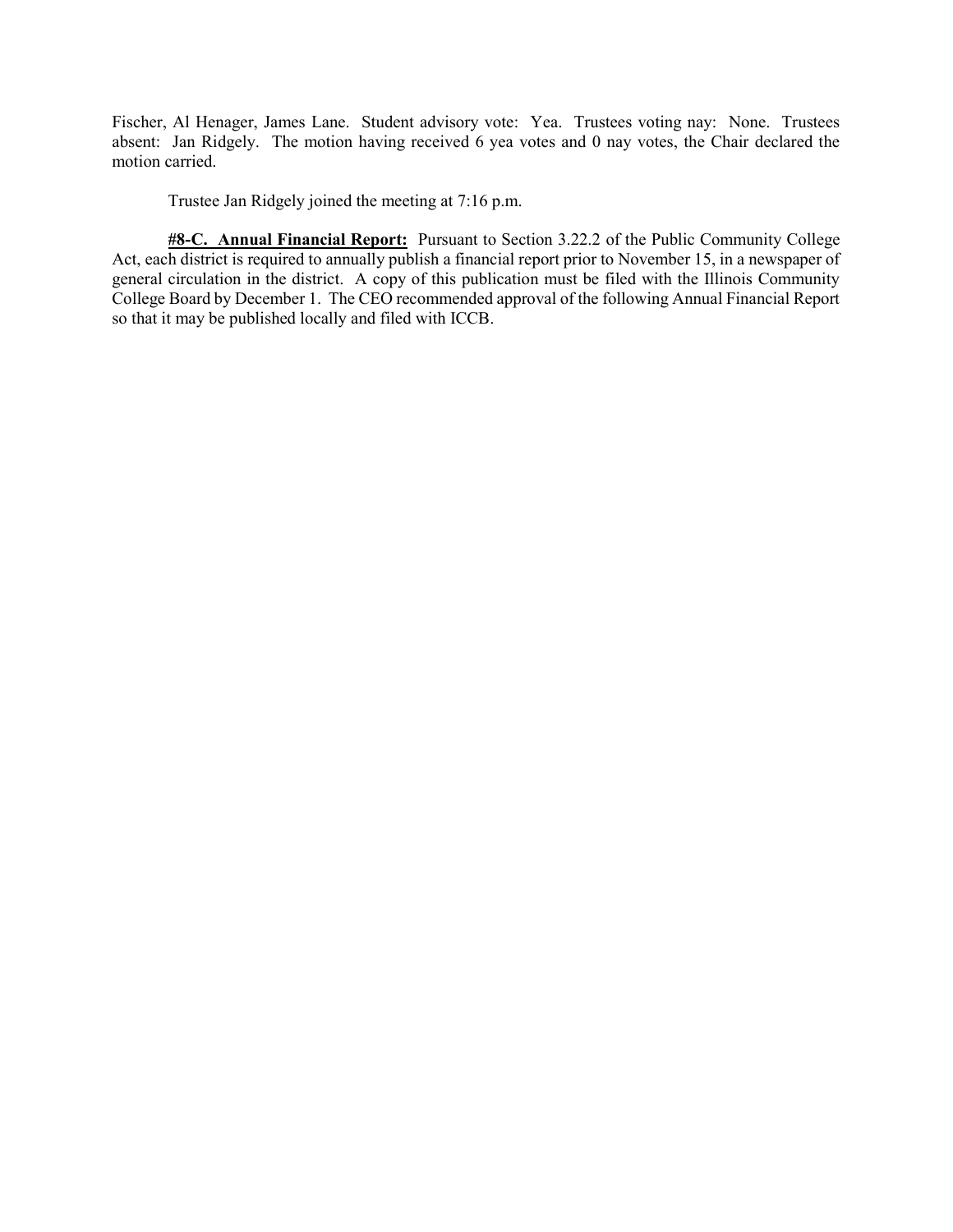Fischer, Al Henager, James Lane. Student advisory vote: Yea. Trustees voting nay: None. Trustees absent: Jan Ridgely. The motion having received 6 yea votes and 0 nay votes, the Chair declared the motion carried.

Trustee Jan Ridgely joined the meeting at 7:16 p.m.

**#8-C. Annual Financial Report:** Pursuant to Section 3.22.2 of the Public Community College Act, each district is required to annually publish a financial report prior to November 15, in a newspaper of general circulation in the district. A copy of this publication must be filed with the Illinois Community College Board by December 1. The CEO recommended approval of the following Annual Financial Report so that it may be published locally and filed with ICCB.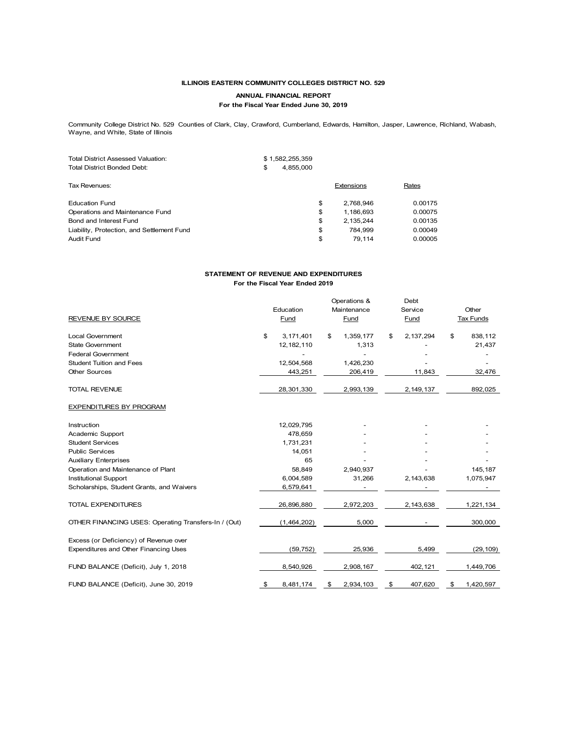**ILLINOIS EASTERN COMMUNITY COLLEGES DISTRICT NO. 529**

**ANNUAL FINANCIAL REPORT**
**For the Fiscal Year Ended June 30, 2019**

Community College District No. 529 Counties of Clark, Clay, Crawford, Cumberland, Edwards, Hamilton, Jasper, Lawrence, Richland, Wabash, Wayne, and White, State of Illinois

| | |
|---|---|
| Total District Assessed Valuation: | $ 1,582,255,359 |
| Total District Bonded Debt: | $ 4,855,000 |

| Tax Revenues: | Extensions | Rates |
|---|---|---|
| Education Fund | $ 2,768,946 | 0.00175 |
| Operations and Maintenance Fund | $ 1,186,693 | 0.00075 |
| Bond and Interest Fund | $ 2,135,244 | 0.00135 |
| Liability, Protection, and Settlement Fund | $ 784,999 | 0.00049 |
| Audit Fund | $ 79,114 | 0.00005 |

**STATEMENT OF REVENUE AND EXPENDITURES**
**For the Fiscal Year Ended 2019**

| REVENUE BY SOURCE | Education Fund | Operations & Maintenance Fund | Debt Service Fund | Other Tax Funds |
|---|---|---|---|---|
| Local Government | $ 3,171,401 | $ 1,359,177 | $ 2,137,294 | $ 838,112 |
| State Government | 12,182,110 | 1,313 | - | 21,437 |
| Federal Government | - | - | - | - |
| Student Tuition and Fees | 12,504,568 | 1,426,230 | - | - |
| Other Sources | 443,251 | 206,419 | 11,843 | 32,476 |
| TOTAL REVENUE | 28,301,330 | 2,993,139 | 2,149,137 | 892,025 |
| EXPENDITURES BY PROGRAM | | | | |
| Instruction | 12,029,795 | - | - | - |
| Academic Support | 478,659 | - | - | - |
| Student Services | 1,731,231 | - | - | - |
| Public Services | 14,051 | - | - | - |
| Auxiliary Enterprises | 65 | - | - | - |
| Operation and Maintenance of Plant | 58,849 | 2,940,937 | - | 145,187 |
| Institutional Support | 6,004,589 | 31,266 | 2,143,638 | 1,075,947 |
| Scholarships, Student Grants, and Waivers | 6,579,641 | - | - | - |
| TOTAL EXPENDITURES | 26,896,880 | 2,972,203 | 2,143,638 | 1,221,134 |
| OTHER FINANCING USES: Operating Transfers-In / (Out) | (1,464,202) | 5,000 | - | 300,000 |
| Excess (or Deficiency) of Revenue over Expenditures and Other Financing Uses | (59,752) | 25,936 | 5,499 | (29,109) |
| FUND BALANCE (Deficit), July 1, 2018 | 8,540,926 | 2,908,167 | 402,121 | 1,449,706 |
| FUND BALANCE (Deficit), June 30, 2019 | $ 8,481,174 | $ 2,934,103 | $ 407,620 | $ 1,420,597 |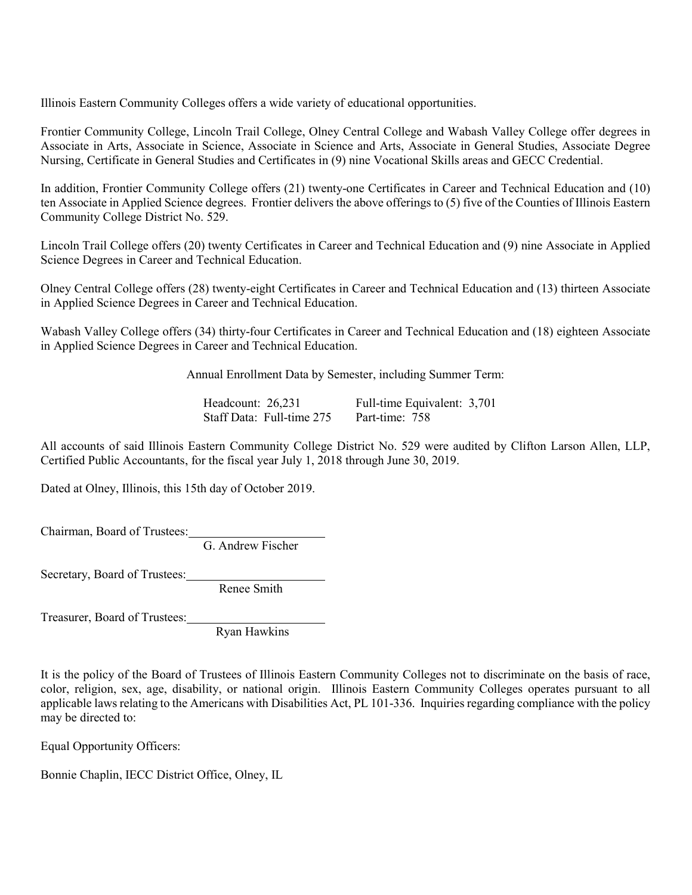Illinois Eastern Community Colleges offers a wide variety of educational opportunities.

Frontier Community College, Lincoln Trail College, Olney Central College and Wabash Valley College offer degrees in Associate in Arts, Associate in Science, Associate in Science and Arts, Associate in General Studies, Associate Degree Nursing, Certificate in General Studies and Certificates in (9) nine Vocational Skills areas and GECC Credential.

In addition, Frontier Community College offers (21) twenty-one Certificates in Career and Technical Education and (10) ten Associate in Applied Science degrees. Frontier delivers the above offerings to (5) five of the Counties of Illinois Eastern Community College District No. 529.

Lincoln Trail College offers (20) twenty Certificates in Career and Technical Education and (9) nine Associate in Applied Science Degrees in Career and Technical Education.

Olney Central College offers (28) twenty-eight Certificates in Career and Technical Education and (13) thirteen Associate in Applied Science Degrees in Career and Technical Education.

Wabash Valley College offers (34) thirty-four Certificates in Career and Technical Education and (18) eighteen Associate in Applied Science Degrees in Career and Technical Education.

Annual Enrollment Data by Semester, including Summer Term:

| Headcount: 26,231 | Full-time Equivalent: 3,701 |
|---|---|
| Staff Data: Full-time 275 | Part-time: 758 |

All accounts of said Illinois Eastern Community College District No. 529 were audited by Clifton Larson Allen, LLP, Certified Public Accountants, for the fiscal year July 1, 2018 through June 30, 2019.

Dated at Olney, Illinois, this 15th day of October 2019.

Chairman, Board of Trustees: \_\_\_\_\_\_\_\_\_\_\_\_\_\_\_\_\_\_\_\_
G. Andrew Fischer

Secretary, Board of Trustees: \_\_\_\_\_\_\_\_\_\_\_\_\_\_\_\_\_\_\_\_
Renee Smith

Treasurer, Board of Trustees: \_\_\_\_\_\_\_\_\_\_\_\_\_\_\_\_\_\_\_\_
Ryan Hawkins

It is the policy of the Board of Trustees of Illinois Eastern Community Colleges not to discriminate on the basis of race, color, religion, sex, age, disability, or national origin. Illinois Eastern Community Colleges operates pursuant to all applicable laws relating to the Americans with Disabilities Act, PL 101-336. Inquiries regarding compliance with the policy may be directed to:

Equal Opportunity Officers:

Bonnie Chaplin, IECC District Office, Olney, IL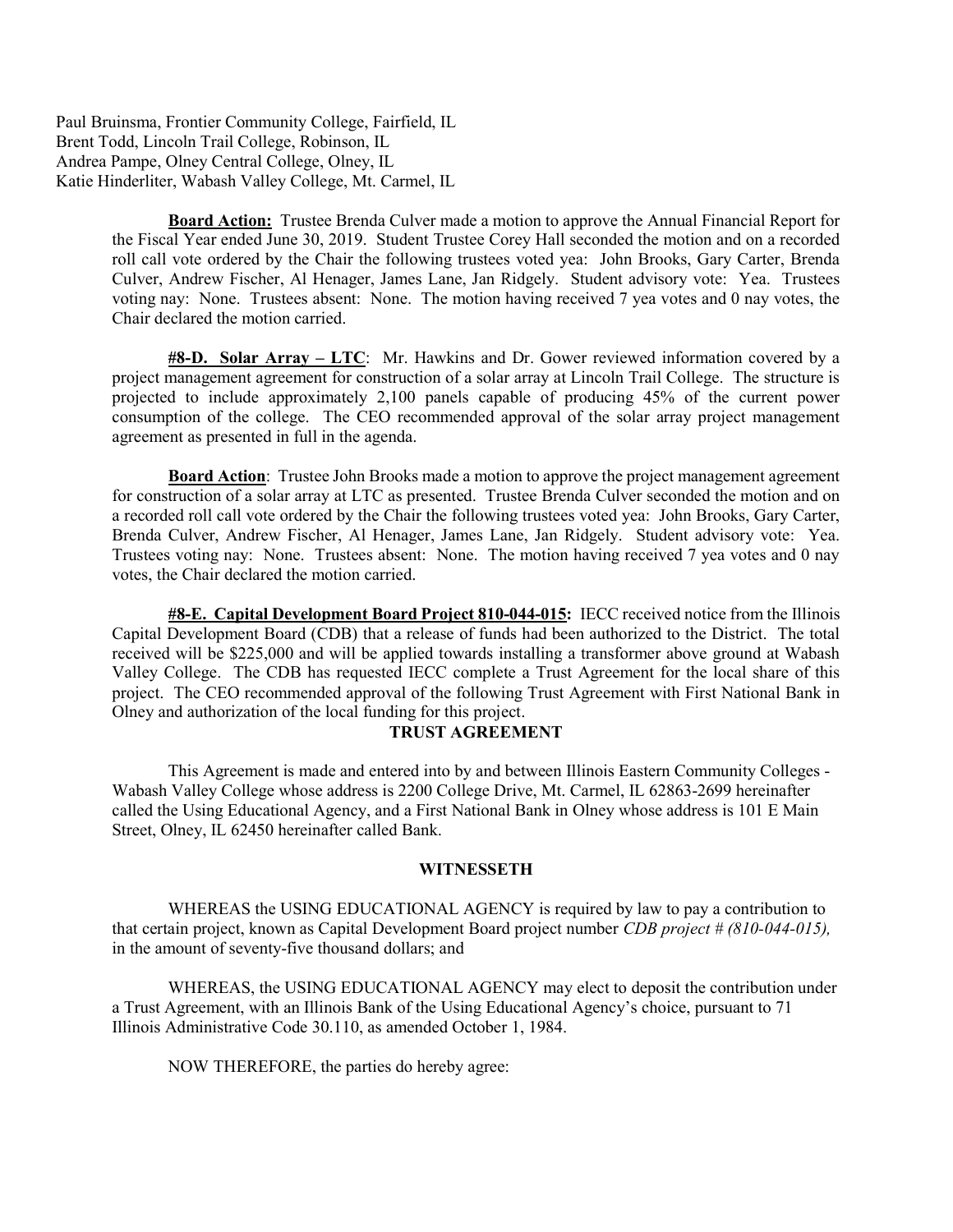Paul Bruinsma, Frontier Community College, Fairfield, IL
Brent Todd, Lincoln Trail College, Robinson, IL
Andrea Pampe, Olney Central College, Olney, IL
Katie Hinderliter, Wabash Valley College, Mt. Carmel, IL

**Board Action:** Trustee Brenda Culver made a motion to approve the Annual Financial Report for the Fiscal Year ended June 30, 2019. Student Trustee Corey Hall seconded the motion and on a recorded roll call vote ordered by the Chair the following trustees voted yea: John Brooks, Gary Carter, Brenda Culver, Andrew Fischer, Al Henager, James Lane, Jan Ridgely. Student advisory vote: Yea. Trustees voting nay: None. Trustees absent: None. The motion having received 7 yea votes and 0 nay votes, the Chair declared the motion carried.

**#8-D. Solar Array – LTC**: Mr. Hawkins and Dr. Gower reviewed information covered by a project management agreement for construction of a solar array at Lincoln Trail College. The structure is projected to include approximately 2,100 panels capable of producing 45% of the current power consumption of the college. The CEO recommended approval of the solar array project management agreement as presented in full in the agenda.

**Board Action**: Trustee John Brooks made a motion to approve the project management agreement for construction of a solar array at LTC as presented. Trustee Brenda Culver seconded the motion and on a recorded roll call vote ordered by the Chair the following trustees voted yea: John Brooks, Gary Carter, Brenda Culver, Andrew Fischer, Al Henager, James Lane, Jan Ridgely. Student advisory vote: Yea. Trustees voting nay: None. Trustees absent: None. The motion having received 7 yea votes and 0 nay votes, the Chair declared the motion carried.

**#8-E. Capital Development Board Project 810-044-015:** IECC received notice from the Illinois Capital Development Board (CDB) that a release of funds had been authorized to the District. The total received will be $225,000 and will be applied towards installing a transformer above ground at Wabash Valley College. The CDB has requested IECC complete a Trust Agreement for the local share of this project. The CEO recommended approval of the following Trust Agreement with First National Bank in Olney and authorization of the local funding for this project.

**TRUST AGREEMENT**

This Agreement is made and entered into by and between Illinois Eastern Community Colleges - Wabash Valley College whose address is 2200 College Drive, Mt. Carmel, IL 62863-2699 hereinafter called the Using Educational Agency, and a First National Bank in Olney whose address is 101 E Main Street, Olney, IL 62450 hereinafter called Bank.

**WITNESSETH**

WHEREAS the USING EDUCATIONAL AGENCY is required by law to pay a contribution to that certain project, known as Capital Development Board project number *CDB project # (810-044-015),* in the amount of seventy-five thousand dollars; and

WHEREAS, the USING EDUCATIONAL AGENCY may elect to deposit the contribution under a Trust Agreement, with an Illinois Bank of the Using Educational Agency's choice, pursuant to 71 Illinois Administrative Code 30.110, as amended October 1, 1984.

NOW THEREFORE, the parties do hereby agree: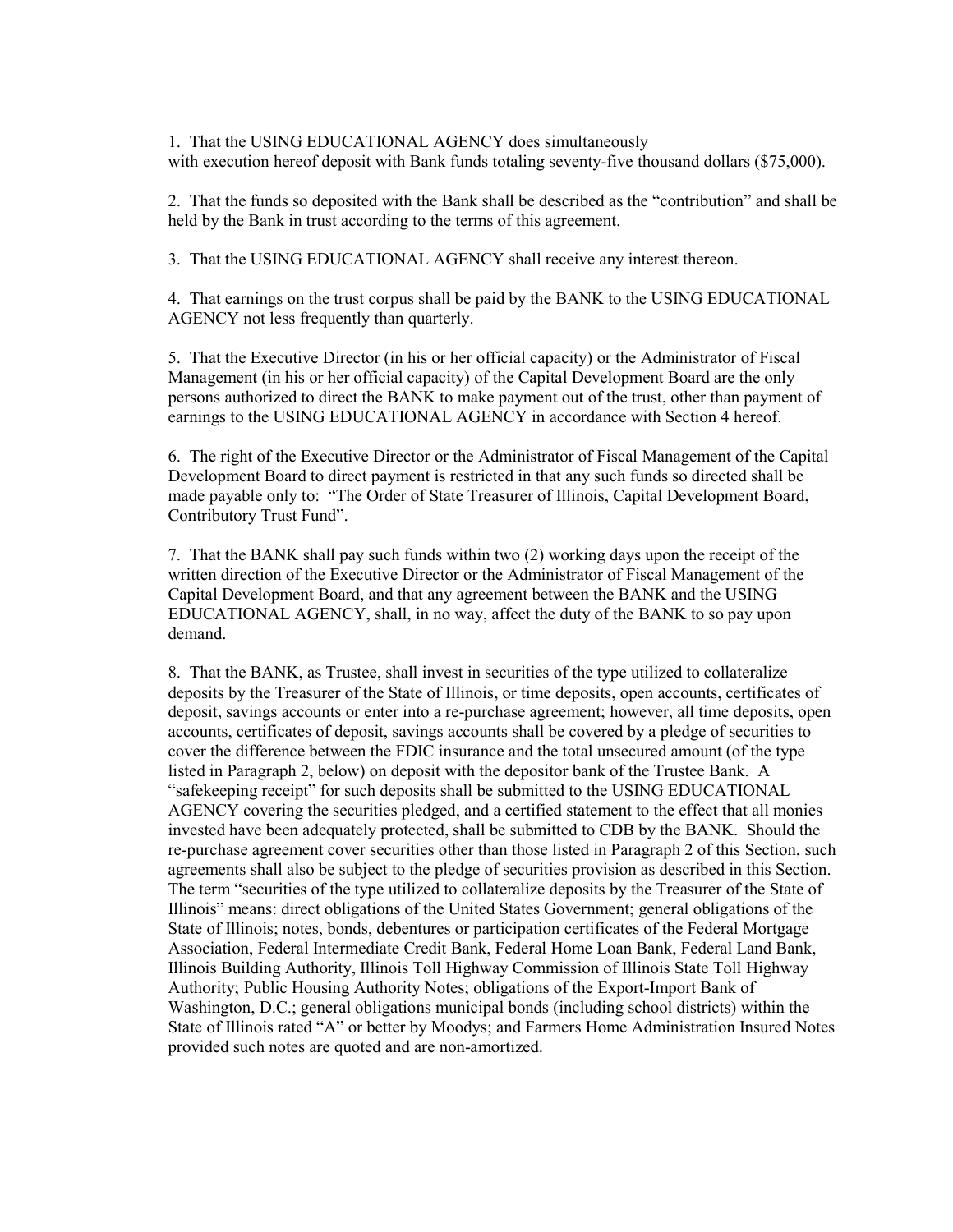1. That the USING EDUCATIONAL AGENCY does simultaneously with execution hereof deposit with Bank funds totaling seventy-five thousand dollars ($75,000).

2. That the funds so deposited with the Bank shall be described as the "contribution" and shall be held by the Bank in trust according to the terms of this agreement.

3. That the USING EDUCATIONAL AGENCY shall receive any interest thereon.

4. That earnings on the trust corpus shall be paid by the BANK to the USING EDUCATIONAL AGENCY not less frequently than quarterly.

5. That the Executive Director (in his or her official capacity) or the Administrator of Fiscal Management (in his or her official capacity) of the Capital Development Board are the only persons authorized to direct the BANK to make payment out of the trust, other than payment of earnings to the USING EDUCATIONAL AGENCY in accordance with Section 4 hereof.

6. The right of the Executive Director or the Administrator of Fiscal Management of the Capital Development Board to direct payment is restricted in that any such funds so directed shall be made payable only to: "The Order of State Treasurer of Illinois, Capital Development Board, Contributory Trust Fund".

7. That the BANK shall pay such funds within two (2) working days upon the receipt of the written direction of the Executive Director or the Administrator of Fiscal Management of the Capital Development Board, and that any agreement between the BANK and the USING EDUCATIONAL AGENCY, shall, in no way, affect the duty of the BANK to so pay upon demand.

8. That the BANK, as Trustee, shall invest in securities of the type utilized to collateralize deposits by the Treasurer of the State of Illinois, or time deposits, open accounts, certificates of deposit, savings accounts or enter into a re-purchase agreement; however, all time deposits, open accounts, certificates of deposit, savings accounts shall be covered by a pledge of securities to cover the difference between the FDIC insurance and the total unsecured amount (of the type listed in Paragraph 2, below) on deposit with the depositor bank of the Trustee Bank. A "safekeeping receipt" for such deposits shall be submitted to the USING EDUCATIONAL AGENCY covering the securities pledged, and a certified statement to the effect that all monies invested have been adequately protected, shall be submitted to CDB by the BANK. Should the re-purchase agreement cover securities other than those listed in Paragraph 2 of this Section, such agreements shall also be subject to the pledge of securities provision as described in this Section. The term "securities of the type utilized to collateralize deposits by the Treasurer of the State of Illinois" means: direct obligations of the United States Government; general obligations of the State of Illinois; notes, bonds, debentures or participation certificates of the Federal Mortgage Association, Federal Intermediate Credit Bank, Federal Home Loan Bank, Federal Land Bank, Illinois Building Authority, Illinois Toll Highway Commission of Illinois State Toll Highway Authority; Public Housing Authority Notes; obligations of the Export-Import Bank of Washington, D.C.; general obligations municipal bonds (including school districts) within the State of Illinois rated "A" or better by Moodys; and Farmers Home Administration Insured Notes provided such notes are quoted and are non-amortized.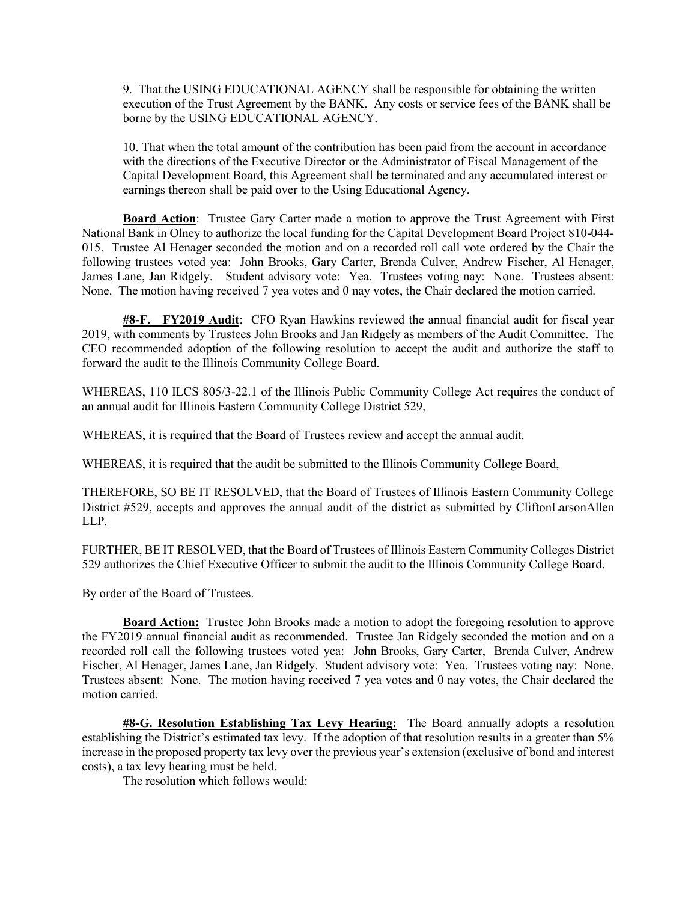9. That the USING EDUCATIONAL AGENCY shall be responsible for obtaining the written execution of the Trust Agreement by the BANK. Any costs or service fees of the BANK shall be borne by the USING EDUCATIONAL AGENCY.

10. That when the total amount of the contribution has been paid from the account in accordance with the directions of the Executive Director or the Administrator of Fiscal Management of the Capital Development Board, this Agreement shall be terminated and any accumulated interest or earnings thereon shall be paid over to the Using Educational Agency.

**Board Action**: Trustee Gary Carter made a motion to approve the Trust Agreement with First National Bank in Olney to authorize the local funding for the Capital Development Board Project 810-044-015. Trustee Al Henager seconded the motion and on a recorded roll call vote ordered by the Chair the following trustees voted yea: John Brooks, Gary Carter, Brenda Culver, Andrew Fischer, Al Henager, James Lane, Jan Ridgely. Student advisory vote: Yea. Trustees voting nay: None. Trustees absent: None. The motion having received 7 yea votes and 0 nay votes, the Chair declared the motion carried.

**#8-F. FY2019 Audit**: CFO Ryan Hawkins reviewed the annual financial audit for fiscal year 2019, with comments by Trustees John Brooks and Jan Ridgely as members of the Audit Committee. The CEO recommended adoption of the following resolution to accept the audit and authorize the staff to forward the audit to the Illinois Community College Board.

WHEREAS, 110 ILCS 805/3-22.1 of the Illinois Public Community College Act requires the conduct of an annual audit for Illinois Eastern Community College District 529,

WHEREAS, it is required that the Board of Trustees review and accept the annual audit.

WHEREAS, it is required that the audit be submitted to the Illinois Community College Board,

THEREFORE, SO BE IT RESOLVED, that the Board of Trustees of Illinois Eastern Community College District #529, accepts and approves the annual audit of the district as submitted by CliftonLarsonAllen LLP.

FURTHER, BE IT RESOLVED, that the Board of Trustees of Illinois Eastern Community Colleges District 529 authorizes the Chief Executive Officer to submit the audit to the Illinois Community College Board.

By order of the Board of Trustees.

**Board Action:** Trustee John Brooks made a motion to adopt the foregoing resolution to approve the FY2019 annual financial audit as recommended. Trustee Jan Ridgely seconded the motion and on a recorded roll call the following trustees voted yea: John Brooks, Gary Carter, Brenda Culver, Andrew Fischer, Al Henager, James Lane, Jan Ridgely. Student advisory vote: Yea. Trustees voting nay: None. Trustees absent: None. The motion having received 7 yea votes and 0 nay votes, the Chair declared the motion carried.

**#8-G. Resolution Establishing Tax Levy Hearing:** The Board annually adopts a resolution establishing the District's estimated tax levy. If the adoption of that resolution results in a greater than 5% increase in the proposed property tax levy over the previous year's extension (exclusive of bond and interest costs), a tax levy hearing must be held.

The resolution which follows would: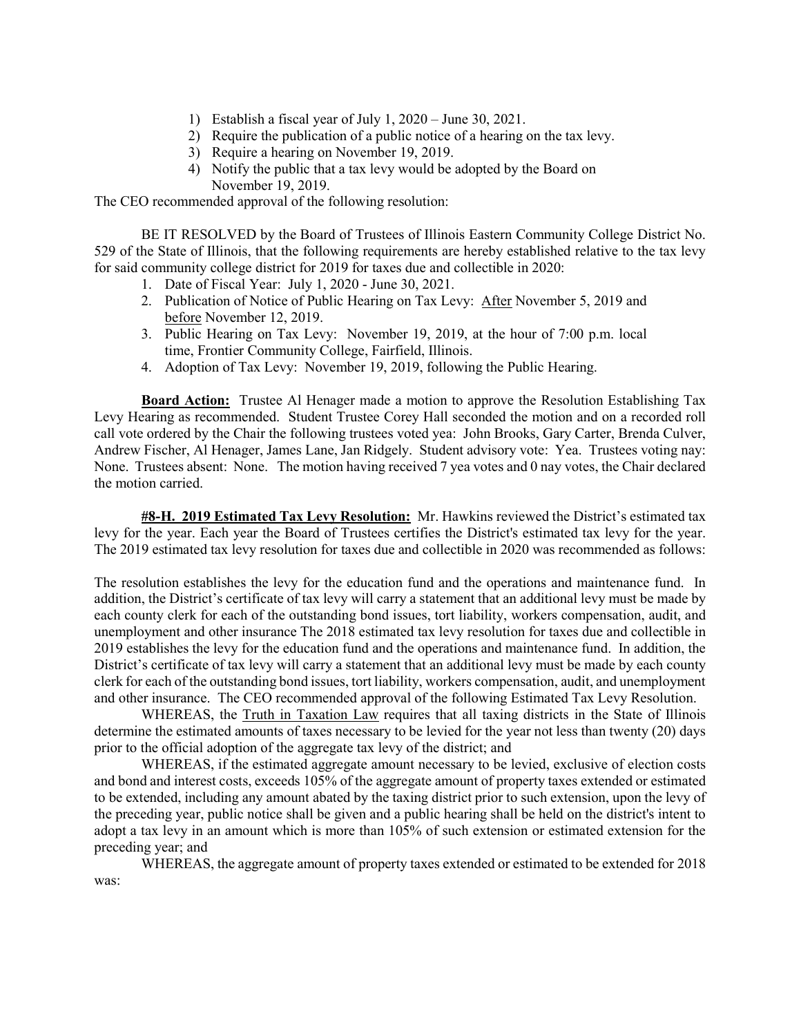1) Establish a fiscal year of July 1, 2020 – June 30, 2021.
2) Require the publication of a public notice of a hearing on the tax levy.
3) Require a hearing on November 19, 2019.
4) Notify the public that a tax levy would be adopted by the Board on November 19, 2019.

The CEO recommended approval of the following resolution:

BE IT RESOLVED by the Board of Trustees of Illinois Eastern Community College District No. 529 of the State of Illinois, that the following requirements are hereby established relative to the tax levy for said community college district for 2019 for taxes due and collectible in 2020:

1. Date of Fiscal Year: July 1, 2020 - June 30, 2021.
2. Publication of Notice of Public Hearing on Tax Levy: After November 5, 2019 and before November 12, 2019.
3. Public Hearing on Tax Levy: November 19, 2019, at the hour of 7:00 p.m. local time, Frontier Community College, Fairfield, Illinois.
4. Adoption of Tax Levy: November 19, 2019, following the Public Hearing.

**Board Action:** Trustee Al Henager made a motion to approve the Resolution Establishing Tax Levy Hearing as recommended. Student Trustee Corey Hall seconded the motion and on a recorded roll call vote ordered by the Chair the following trustees voted yea: John Brooks, Gary Carter, Brenda Culver, Andrew Fischer, Al Henager, James Lane, Jan Ridgely. Student advisory vote: Yea. Trustees voting nay: None. Trustees absent: None. The motion having received 7 yea votes and 0 nay votes, the Chair declared the motion carried.

**#8-H. 2019 Estimated Tax Levy Resolution:** Mr. Hawkins reviewed the District's estimated tax levy for the year. Each year the Board of Trustees certifies the District's estimated tax levy for the year. The 2019 estimated tax levy resolution for taxes due and collectible in 2020 was recommended as follows:

The resolution establishes the levy for the education fund and the operations and maintenance fund. In addition, the District's certificate of tax levy will carry a statement that an additional levy must be made by each county clerk for each of the outstanding bond issues, tort liability, workers compensation, audit, and unemployment and other insurance The 2018 estimated tax levy resolution for taxes due and collectible in 2019 establishes the levy for the education fund and the operations and maintenance fund. In addition, the District's certificate of tax levy will carry a statement that an additional levy must be made by each county clerk for each of the outstanding bond issues, tort liability, workers compensation, audit, and unemployment and other insurance. The CEO recommended approval of the following Estimated Tax Levy Resolution.

WHEREAS, the Truth in Taxation Law requires that all taxing districts in the State of Illinois determine the estimated amounts of taxes necessary to be levied for the year not less than twenty (20) days prior to the official adoption of the aggregate tax levy of the district; and

WHEREAS, if the estimated aggregate amount necessary to be levied, exclusive of election costs and bond and interest costs, exceeds 105% of the aggregate amount of property taxes extended or estimated to be extended, including any amount abated by the taxing district prior to such extension, upon the levy of the preceding year, public notice shall be given and a public hearing shall be held on the district's intent to adopt a tax levy in an amount which is more than 105% of such extension or estimated extension for the preceding year; and

WHEREAS, the aggregate amount of property taxes extended or estimated to be extended for 2018 was: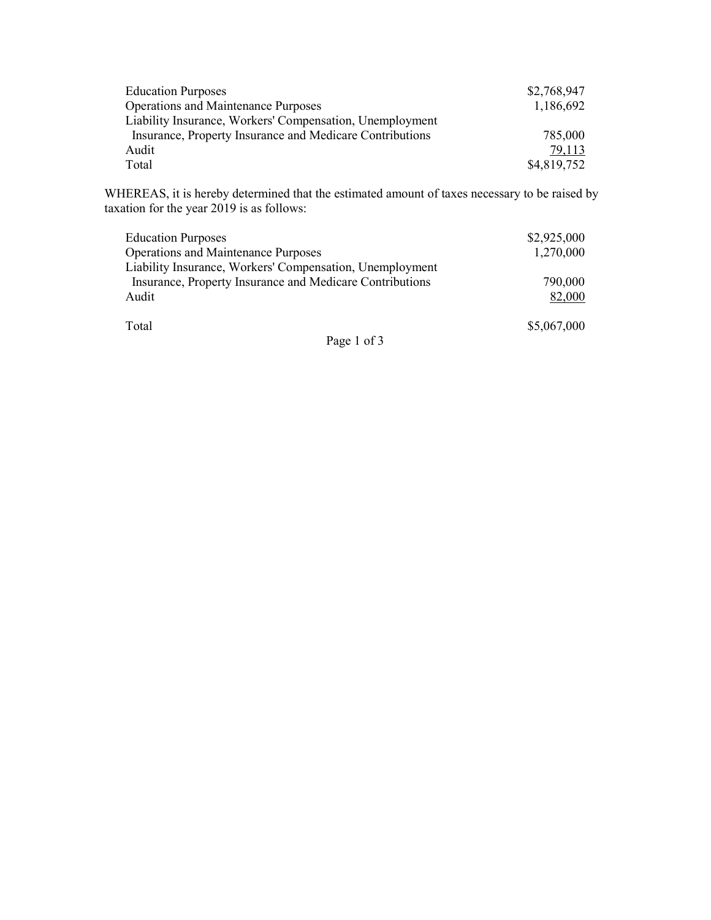| | |
|---|---|
| Education Purposes | $2,768,947 |
| Operations and Maintenance Purposes | 1,186,692 |
| Liability Insurance, Workers' Compensation, Unemployment Insurance, Property Insurance and Medicare Contributions | 785,000 |
| Audit | 79,113 |
| Total | $4,819,752 |

WHEREAS, it is hereby determined that the estimated amount of taxes necessary to be raised by taxation for the year 2019 is as follows:

| | |
|---|---|
| Education Purposes | $2,925,000 |
| Operations and Maintenance Purposes | 1,270,000 |
| Liability Insurance, Workers' Compensation, Unemployment Insurance, Property Insurance and Medicare Contributions | 790,000 |
| Audit | 82,000 |
| Total | $5,067,000 |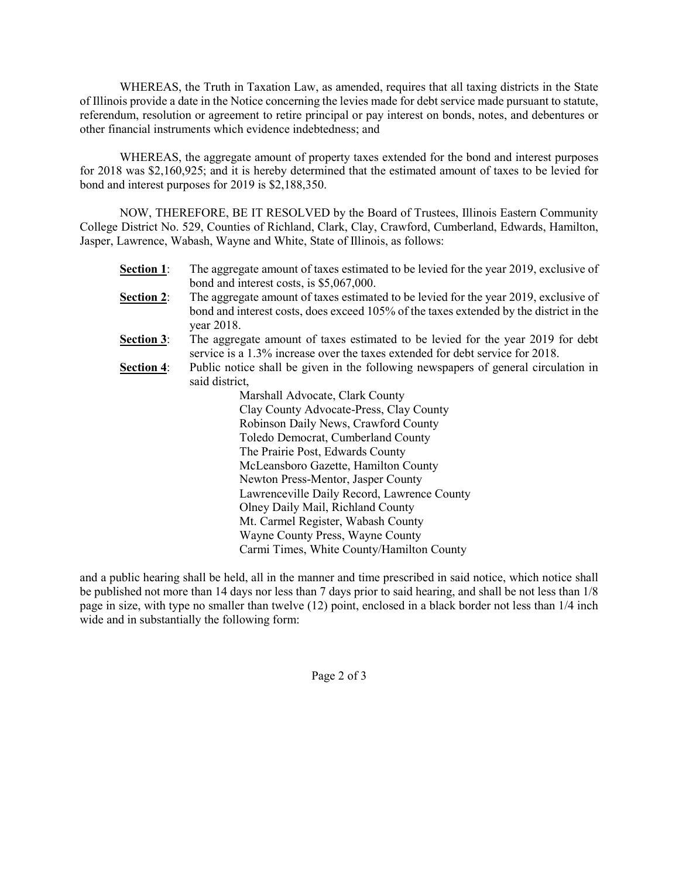WHEREAS, the Truth in Taxation Law, as amended, requires that all taxing districts in the State of Illinois provide a date in the Notice concerning the levies made for debt service made pursuant to statute, referendum, resolution or agreement to retire principal or pay interest on bonds, notes, and debentures or other financial instruments which evidence indebtedness; and

WHEREAS, the aggregate amount of property taxes extended for the bond and interest purposes for 2018 was $2,160,925; and it is hereby determined that the estimated amount of taxes to be levied for bond and interest purposes for 2019 is $2,188,350.

NOW, THEREFORE, BE IT RESOLVED by the Board of Trustees, Illinois Eastern Community College District No. 529, Counties of Richland, Clark, Clay, Crawford, Cumberland, Edwards, Hamilton, Jasper, Lawrence, Wabash, Wayne and White, State of Illinois, as follows:

**Section 1**: The aggregate amount of taxes estimated to be levied for the year 2019, exclusive of bond and interest costs, is $5,067,000.

**Section 2**: The aggregate amount of taxes estimated to be levied for the year 2019, exclusive of bond and interest costs, does exceed 105% of the taxes extended by the district in the year 2018.

**Section 3**: The aggregate amount of taxes estimated to be levied for the year 2019 for debt service is a 1.3% increase over the taxes extended for debt service for 2018.

**Section 4**: Public notice shall be given in the following newspapers of general circulation in said district,

Marshall Advocate, Clark County
Clay County Advocate-Press, Clay County
Robinson Daily News, Crawford County
Toledo Democrat, Cumberland County
The Prairie Post, Edwards County
McLeansboro Gazette, Hamilton County
Newton Press-Mentor, Jasper County
Lawrenceville Daily Record, Lawrence County
Olney Daily Mail, Richland County
Mt. Carmel Register, Wabash County
Wayne County Press, Wayne County
Carmi Times, White County/Hamilton County

and a public hearing shall be held, all in the manner and time prescribed in said notice, which notice shall be published not more than 14 days nor less than 7 days prior to said hearing, and shall be not less than 1/8 page in size, with type no smaller than twelve (12) point, enclosed in a black border not less than 1/4 inch wide and in substantially the following form: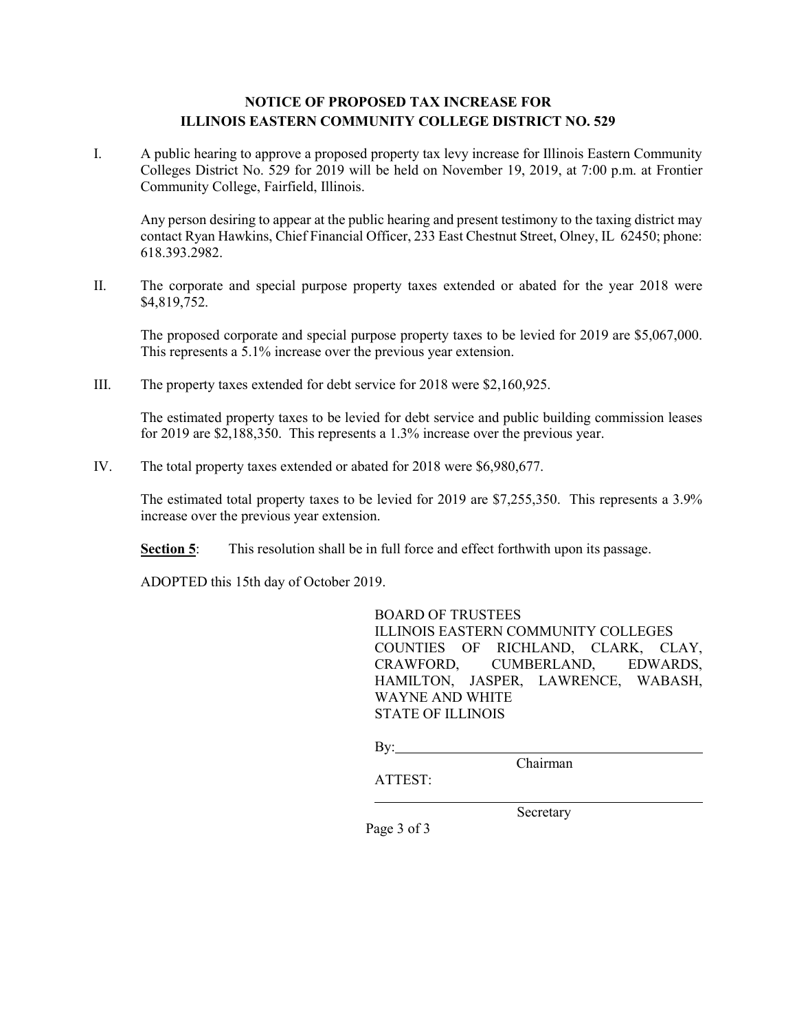# NOTICE OF PROPOSED TAX INCREASE FOR ILLINOIS EASTERN COMMUNITY COLLEGE DISTRICT NO. 529

I. A public hearing to approve a proposed property tax levy increase for Illinois Eastern Community Colleges District No. 529 for 2019 will be held on November 19, 2019, at 7:00 p.m. at Frontier Community College, Fairfield, Illinois.

Any person desiring to appear at the public hearing and present testimony to the taxing district may contact Ryan Hawkins, Chief Financial Officer, 233 East Chestnut Street, Olney, IL 62450; phone: 618.393.2982.

II. The corporate and special purpose property taxes extended or abated for the year 2018 were $4,819,752.

The proposed corporate and special purpose property taxes to be levied for 2019 are $5,067,000. This represents a 5.1% increase over the previous year extension.

III. The property taxes extended for debt service for 2018 were $2,160,925.

The estimated property taxes to be levied for debt service and public building commission leases for 2019 are $2,188,350. This represents a 1.3% increase over the previous year.

IV. The total property taxes extended or abated for 2018 were $6,980,677.

The estimated total property taxes to be levied for 2019 are $7,255,350. This represents a 3.9% increase over the previous year extension.

**Section 5**: This resolution shall be in full force and effect forthwith upon its passage.

ADOPTED this 15th day of October 2019.

BOARD OF TRUSTEES
ILLINOIS EASTERN COMMUNITY COLLEGES
COUNTIES OF RICHLAND, CLARK, CLAY, CRAWFORD, CUMBERLAND, EDWARDS, HAMILTON, JASPER, LAWRENCE, WABASH, WAYNE AND WHITE
STATE OF ILLINOIS

By: ______________________________
Chairman

ATTEST:

______________________________
Secretary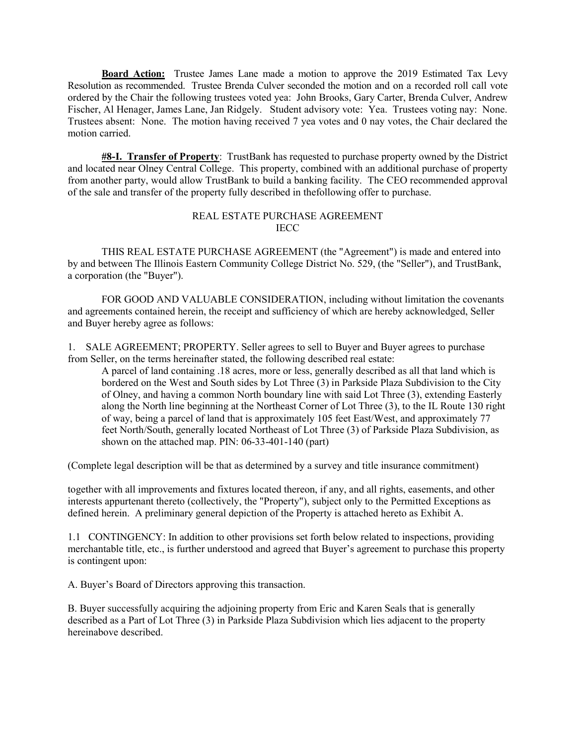**Board Action:** Trustee James Lane made a motion to approve the 2019 Estimated Tax Levy Resolution as recommended. Trustee Brenda Culver seconded the motion and on a recorded roll call vote ordered by the Chair the following trustees voted yea: John Brooks, Gary Carter, Brenda Culver, Andrew Fischer, Al Henager, James Lane, Jan Ridgely. Student advisory vote: Yea. Trustees voting nay: None. Trustees absent: None. The motion having received 7 yea votes and 0 nay votes, the Chair declared the motion carried.

**#8-I. Transfer of Property**: TrustBank has requested to purchase property owned by the District and located near Olney Central College. This property, combined with an additional purchase of property from another party, would allow TrustBank to build a banking facility. The CEO recommended approval of the sale and transfer of the property fully described in thefollowing offer to purchase.

REAL ESTATE PURCHASE AGREEMENT
IECC

THIS REAL ESTATE PURCHASE AGREEMENT (the "Agreement") is made and entered into by and between The Illinois Eastern Community College District No. 529, (the "Seller"), and TrustBank, a corporation (the "Buyer").

FOR GOOD AND VALUABLE CONSIDERATION, including without limitation the covenants and agreements contained herein, the receipt and sufficiency of which are hereby acknowledged, Seller and Buyer hereby agree as follows:

1. SALE AGREEMENT; PROPERTY. Seller agrees to sell to Buyer and Buyer agrees to purchase from Seller, on the terms hereinafter stated, the following described real estate:

> A parcel of land containing .18 acres, more or less, generally described as all that land which is bordered on the West and South sides by Lot Three (3) in Parkside Plaza Subdivision to the City of Olney, and having a common North boundary line with said Lot Three (3), extending Easterly along the North line beginning at the Northeast Corner of Lot Three (3), to the IL Route 130 right of way, being a parcel of land that is approximately 105 feet East/West, and approximately 77 feet North/South, generally located Northeast of Lot Three (3) of Parkside Plaza Subdivision, as shown on the attached map. PIN: 06-33-401-140 (part)

(Complete legal description will be that as determined by a survey and title insurance commitment)

together with all improvements and fixtures located thereon, if any, and all rights, easements, and other interests appurtenant thereto (collectively, the "Property"), subject only to the Permitted Exceptions as defined herein. A preliminary general depiction of the Property is attached hereto as Exhibit A.

1.1 CONTINGENCY: In addition to other provisions set forth below related to inspections, providing merchantable title, etc., is further understood and agreed that Buyer's agreement to purchase this property is contingent upon:

A. Buyer's Board of Directors approving this transaction.

B. Buyer successfully acquiring the adjoining property from Eric and Karen Seals that is generally described as a Part of Lot Three (3) in Parkside Plaza Subdivision which lies adjacent to the property hereinabove described.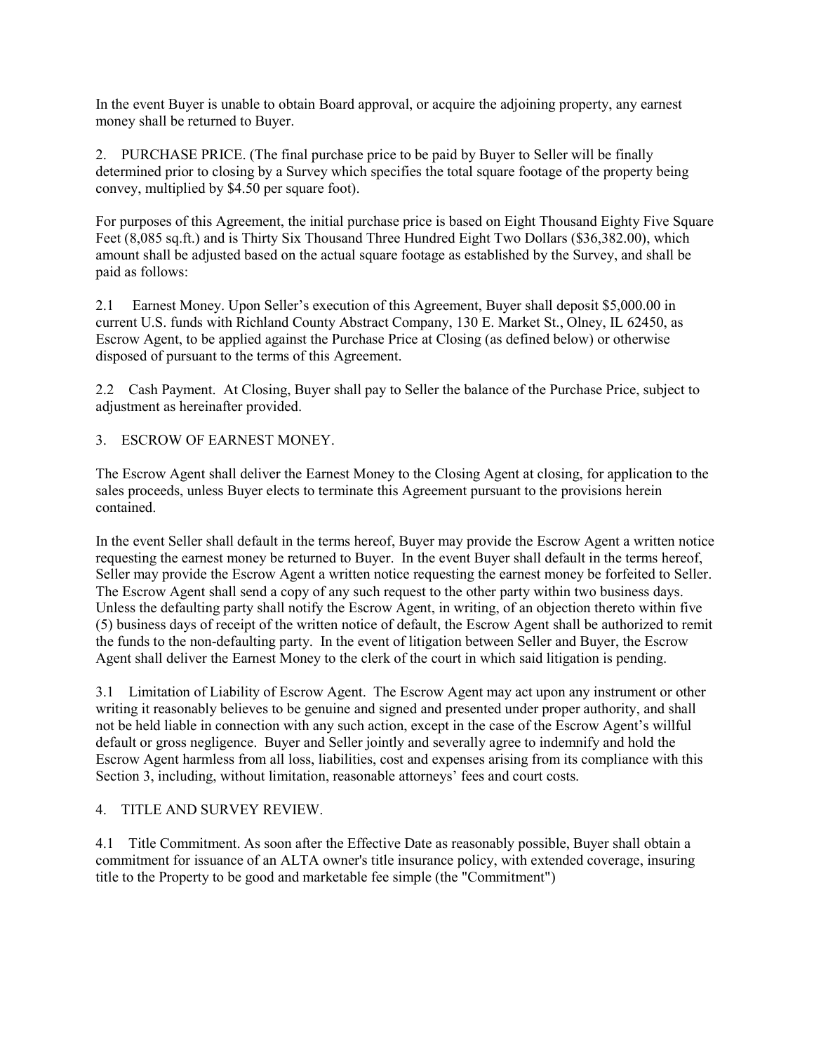In the event Buyer is unable to obtain Board approval, or acquire the adjoining property, any earnest money shall be returned to Buyer.

2. PURCHASE PRICE. (The final purchase price to be paid by Buyer to Seller will be finally determined prior to closing by a Survey which specifies the total square footage of the property being convey, multiplied by $4.50 per square foot).

For purposes of this Agreement, the initial purchase price is based on Eight Thousand Eighty Five Square Feet (8,085 sq.ft.) and is Thirty Six Thousand Three Hundred Eight Two Dollars ($36,382.00), which amount shall be adjusted based on the actual square footage as established by the Survey, and shall be paid as follows:

2.1 Earnest Money. Upon Seller's execution of this Agreement, Buyer shall deposit $5,000.00 in current U.S. funds with Richland County Abstract Company, 130 E. Market St., Olney, IL 62450, as Escrow Agent, to be applied against the Purchase Price at Closing (as defined below) or otherwise disposed of pursuant to the terms of this Agreement.

2.2 Cash Payment. At Closing, Buyer shall pay to Seller the balance of the Purchase Price, subject to adjustment as hereinafter provided.

3. ESCROW OF EARNEST MONEY.

The Escrow Agent shall deliver the Earnest Money to the Closing Agent at closing, for application to the sales proceeds, unless Buyer elects to terminate this Agreement pursuant to the provisions herein contained.

In the event Seller shall default in the terms hereof, Buyer may provide the Escrow Agent a written notice requesting the earnest money be returned to Buyer. In the event Buyer shall default in the terms hereof, Seller may provide the Escrow Agent a written notice requesting the earnest money be forfeited to Seller. The Escrow Agent shall send a copy of any such request to the other party within two business days. Unless the defaulting party shall notify the Escrow Agent, in writing, of an objection thereto within five (5) business days of receipt of the written notice of default, the Escrow Agent shall be authorized to remit the funds to the non-defaulting party. In the event of litigation between Seller and Buyer, the Escrow Agent shall deliver the Earnest Money to the clerk of the court in which said litigation is pending.

3.1 Limitation of Liability of Escrow Agent. The Escrow Agent may act upon any instrument or other writing it reasonably believes to be genuine and signed and presented under proper authority, and shall not be held liable in connection with any such action, except in the case of the Escrow Agent's willful default or gross negligence. Buyer and Seller jointly and severally agree to indemnify and hold the Escrow Agent harmless from all loss, liabilities, cost and expenses arising from its compliance with this Section 3, including, without limitation, reasonable attorneys' fees and court costs.

4. TITLE AND SURVEY REVIEW.

4.1 Title Commitment. As soon after the Effective Date as reasonably possible, Buyer shall obtain a commitment for issuance of an ALTA owner's title insurance policy, with extended coverage, insuring title to the Property to be good and marketable fee simple (the "Commitment")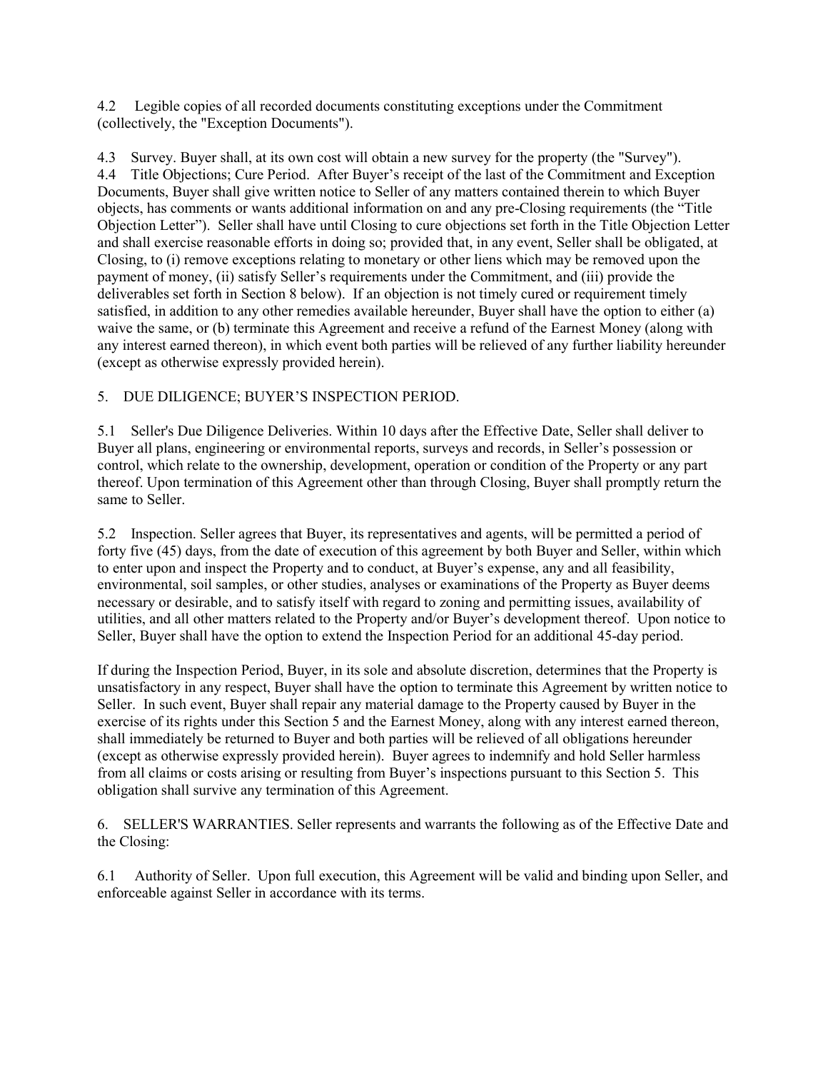4.2 Legible copies of all recorded documents constituting exceptions under the Commitment (collectively, the "Exception Documents").

4.3 Survey. Buyer shall, at its own cost will obtain a new survey for the property (the "Survey").

4.4 Title Objections; Cure Period. After Buyer's receipt of the last of the Commitment and Exception Documents, Buyer shall give written notice to Seller of any matters contained therein to which Buyer objects, has comments or wants additional information on and any pre-Closing requirements (the "Title Objection Letter"). Seller shall have until Closing to cure objections set forth in the Title Objection Letter and shall exercise reasonable efforts in doing so; provided that, in any event, Seller shall be obligated, at Closing, to (i) remove exceptions relating to monetary or other liens which may be removed upon the payment of money, (ii) satisfy Seller's requirements under the Commitment, and (iii) provide the deliverables set forth in Section 8 below). If an objection is not timely cured or requirement timely satisfied, in addition to any other remedies available hereunder, Buyer shall have the option to either (a) waive the same, or (b) terminate this Agreement and receive a refund of the Earnest Money (along with any interest earned thereon), in which event both parties will be relieved of any further liability hereunder (except as otherwise expressly provided herein).

5. DUE DILIGENCE; BUYER'S INSPECTION PERIOD.

5.1 Seller's Due Diligence Deliveries. Within 10 days after the Effective Date, Seller shall deliver to Buyer all plans, engineering or environmental reports, surveys and records, in Seller's possession or control, which relate to the ownership, development, operation or condition of the Property or any part thereof. Upon termination of this Agreement other than through Closing, Buyer shall promptly return the same to Seller.

5.2 Inspection. Seller agrees that Buyer, its representatives and agents, will be permitted a period of forty five (45) days, from the date of execution of this agreement by both Buyer and Seller, within which to enter upon and inspect the Property and to conduct, at Buyer's expense, any and all feasibility, environmental, soil samples, or other studies, analyses or examinations of the Property as Buyer deems necessary or desirable, and to satisfy itself with regard to zoning and permitting issues, availability of utilities, and all other matters related to the Property and/or Buyer's development thereof. Upon notice to Seller, Buyer shall have the option to extend the Inspection Period for an additional 45-day period.

If during the Inspection Period, Buyer, in its sole and absolute discretion, determines that the Property is unsatisfactory in any respect, Buyer shall have the option to terminate this Agreement by written notice to Seller. In such event, Buyer shall repair any material damage to the Property caused by Buyer in the exercise of its rights under this Section 5 and the Earnest Money, along with any interest earned thereon, shall immediately be returned to Buyer and both parties will be relieved of all obligations hereunder (except as otherwise expressly provided herein). Buyer agrees to indemnify and hold Seller harmless from all claims or costs arising or resulting from Buyer's inspections pursuant to this Section 5. This obligation shall survive any termination of this Agreement.

6. SELLER'S WARRANTIES. Seller represents and warrants the following as of the Effective Date and the Closing:

6.1 Authority of Seller. Upon full execution, this Agreement will be valid and binding upon Seller, and enforceable against Seller in accordance with its terms.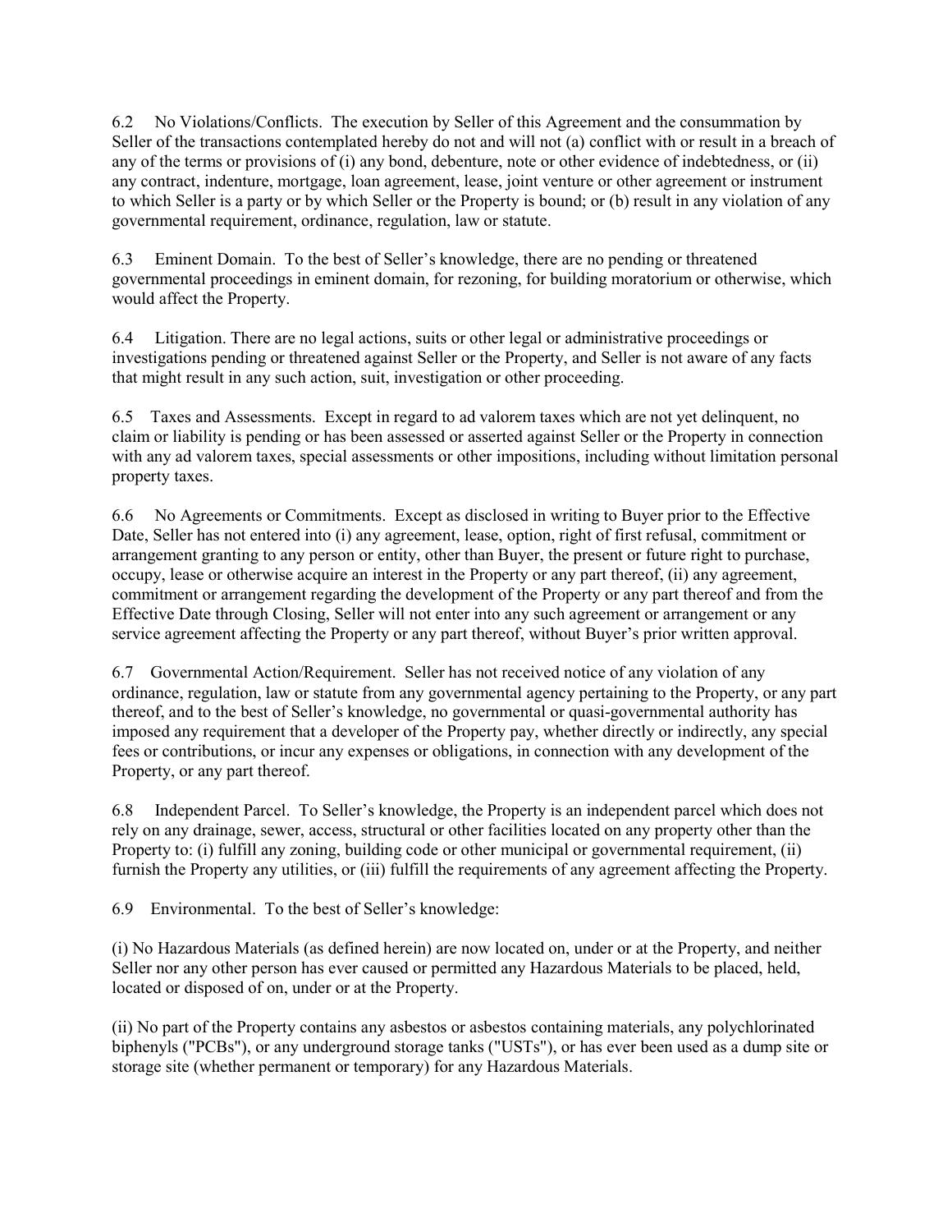6.2 No Violations/Conflicts. The execution by Seller of this Agreement and the consummation by Seller of the transactions contemplated hereby do not and will not (a) conflict with or result in a breach of any of the terms or provisions of (i) any bond, debenture, note or other evidence of indebtedness, or (ii) any contract, indenture, mortgage, loan agreement, lease, joint venture or other agreement or instrument to which Seller is a party or by which Seller or the Property is bound; or (b) result in any violation of any governmental requirement, ordinance, regulation, law or statute.

6.3 Eminent Domain. To the best of Seller's knowledge, there are no pending or threatened governmental proceedings in eminent domain, for rezoning, for building moratorium or otherwise, which would affect the Property.

6.4 Litigation. There are no legal actions, suits or other legal or administrative proceedings or investigations pending or threatened against Seller or the Property, and Seller is not aware of any facts that might result in any such action, suit, investigation or other proceeding.

6.5 Taxes and Assessments. Except in regard to ad valorem taxes which are not yet delinquent, no claim or liability is pending or has been assessed or asserted against Seller or the Property in connection with any ad valorem taxes, special assessments or other impositions, including without limitation personal property taxes.

6.6 No Agreements or Commitments. Except as disclosed in writing to Buyer prior to the Effective Date, Seller has not entered into (i) any agreement, lease, option, right of first refusal, commitment or arrangement granting to any person or entity, other than Buyer, the present or future right to purchase, occupy, lease or otherwise acquire an interest in the Property or any part thereof, (ii) any agreement, commitment or arrangement regarding the development of the Property or any part thereof and from the Effective Date through Closing, Seller will not enter into any such agreement or arrangement or any service agreement affecting the Property or any part thereof, without Buyer's prior written approval.

6.7 Governmental Action/Requirement. Seller has not received notice of any violation of any ordinance, regulation, law or statute from any governmental agency pertaining to the Property, or any part thereof, and to the best of Seller's knowledge, no governmental or quasi-governmental authority has imposed any requirement that a developer of the Property pay, whether directly or indirectly, any special fees or contributions, or incur any expenses or obligations, in connection with any development of the Property, or any part thereof.

6.8 Independent Parcel. To Seller's knowledge, the Property is an independent parcel which does not rely on any drainage, sewer, access, structural or other facilities located on any property other than the Property to: (i) fulfill any zoning, building code or other municipal or governmental requirement, (ii) furnish the Property any utilities, or (iii) fulfill the requirements of any agreement affecting the Property.

6.9 Environmental. To the best of Seller's knowledge:

(i) No Hazardous Materials (as defined herein) are now located on, under or at the Property, and neither Seller nor any other person has ever caused or permitted any Hazardous Materials to be placed, held, located or disposed of on, under or at the Property.

(ii) No part of the Property contains any asbestos or asbestos containing materials, any polychlorinated biphenyls ("PCBs"), or any underground storage tanks ("USTs"), or has ever been used as a dump site or storage site (whether permanent or temporary) for any Hazardous Materials.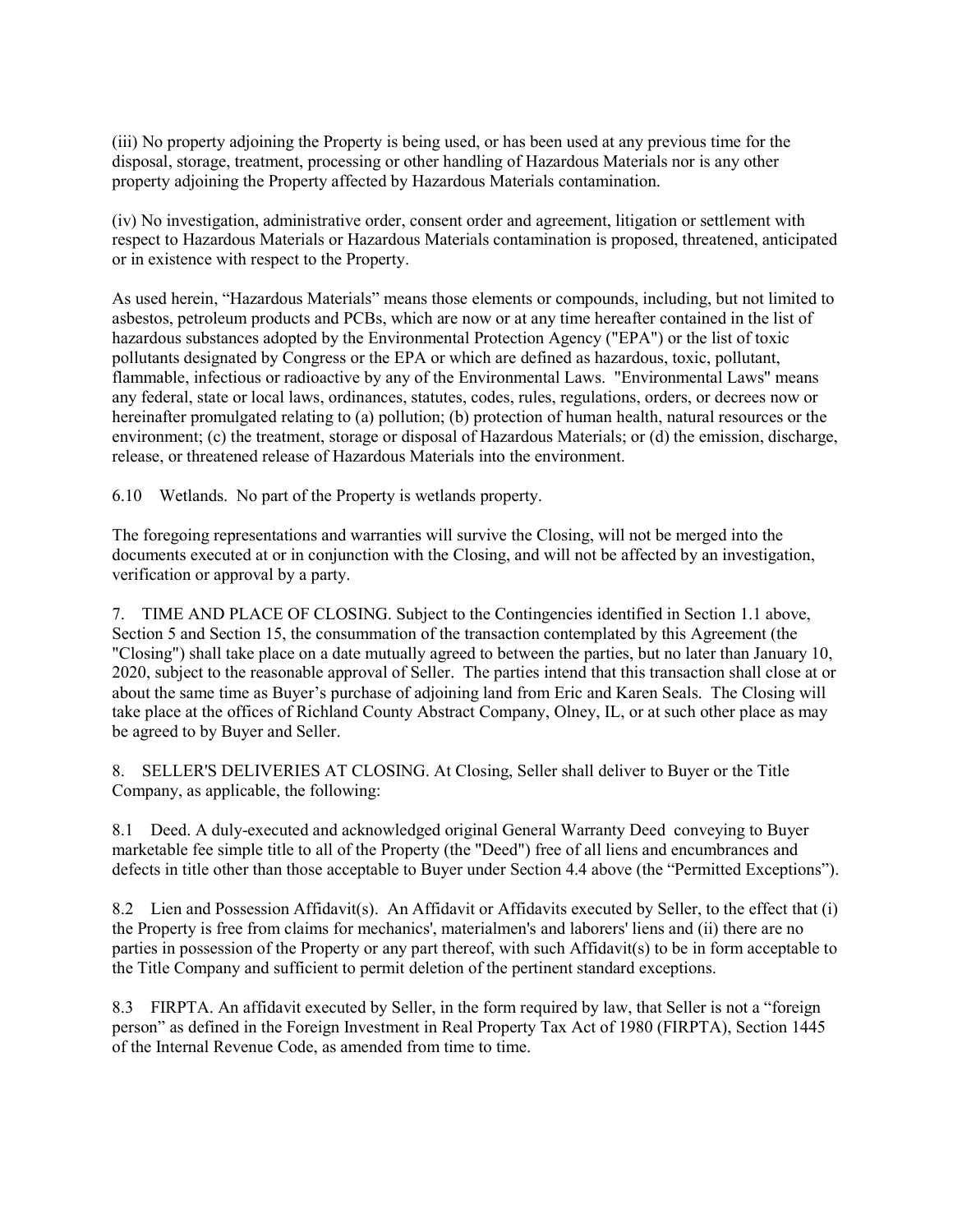(iii) No property adjoining the Property is being used, or has been used at any previous time for the disposal, storage, treatment, processing or other handling of Hazardous Materials nor is any other property adjoining the Property affected by Hazardous Materials contamination.

(iv) No investigation, administrative order, consent order and agreement, litigation or settlement with respect to Hazardous Materials or Hazardous Materials contamination is proposed, threatened, anticipated or in existence with respect to the Property.

As used herein, "Hazardous Materials" means those elements or compounds, including, but not limited to asbestos, petroleum products and PCBs, which are now or at any time hereafter contained in the list of hazardous substances adopted by the Environmental Protection Agency ("EPA") or the list of toxic pollutants designated by Congress or the EPA or which are defined as hazardous, toxic, pollutant, flammable, infectious or radioactive by any of the Environmental Laws. "Environmental Laws" means any federal, state or local laws, ordinances, statutes, codes, rules, regulations, orders, or decrees now or hereinafter promulgated relating to (a) pollution; (b) protection of human health, natural resources or the environment; (c) the treatment, storage or disposal of Hazardous Materials; or (d) the emission, discharge, release, or threatened release of Hazardous Materials into the environment.

6.10 Wetlands. No part of the Property is wetlands property.

The foregoing representations and warranties will survive the Closing, will not be merged into the documents executed at or in conjunction with the Closing, and will not be affected by an investigation, verification or approval by a party.

7. TIME AND PLACE OF CLOSING. Subject to the Contingencies identified in Section 1.1 above, Section 5 and Section 15, the consummation of the transaction contemplated by this Agreement (the "Closing") shall take place on a date mutually agreed to between the parties, but no later than January 10, 2020, subject to the reasonable approval of Seller. The parties intend that this transaction shall close at or about the same time as Buyer's purchase of adjoining land from Eric and Karen Seals. The Closing will take place at the offices of Richland County Abstract Company, Olney, IL, or at such other place as may be agreed to by Buyer and Seller.

8. SELLER'S DELIVERIES AT CLOSING. At Closing, Seller shall deliver to Buyer or the Title Company, as applicable, the following:

8.1 Deed. A duly-executed and acknowledged original General Warranty Deed conveying to Buyer marketable fee simple title to all of the Property (the "Deed") free of all liens and encumbrances and defects in title other than those acceptable to Buyer under Section 4.4 above (the "Permitted Exceptions").

8.2 Lien and Possession Affidavit(s). An Affidavit or Affidavits executed by Seller, to the effect that (i) the Property is free from claims for mechanics', materialmen's and laborers' liens and (ii) there are no parties in possession of the Property or any part thereof, with such Affidavit(s) to be in form acceptable to the Title Company and sufficient to permit deletion of the pertinent standard exceptions.

8.3 FIRPTA. An affidavit executed by Seller, in the form required by law, that Seller is not a "foreign person" as defined in the Foreign Investment in Real Property Tax Act of 1980 (FIRPTA), Section 1445 of the Internal Revenue Code, as amended from time to time.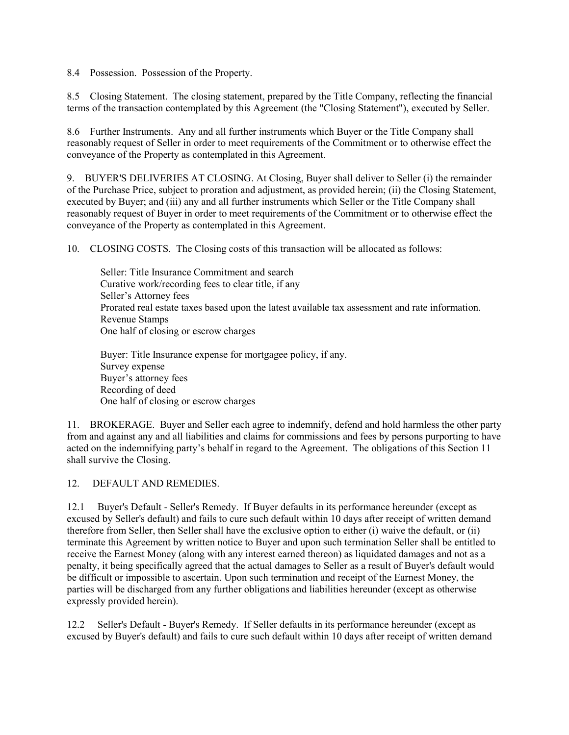8.4 Possession. Possession of the Property.

8.5 Closing Statement. The closing statement, prepared by the Title Company, reflecting the financial terms of the transaction contemplated by this Agreement (the "Closing Statement"), executed by Seller.

8.6 Further Instruments. Any and all further instruments which Buyer or the Title Company shall reasonably request of Seller in order to meet requirements of the Commitment or to otherwise effect the conveyance of the Property as contemplated in this Agreement.

9. BUYER'S DELIVERIES AT CLOSING. At Closing, Buyer shall deliver to Seller (i) the remainder of the Purchase Price, subject to proration and adjustment, as provided herein; (ii) the Closing Statement, executed by Buyer; and (iii) any and all further instruments which Seller or the Title Company shall reasonably request of Buyer in order to meet requirements of the Commitment or to otherwise effect the conveyance of the Property as contemplated in this Agreement.

10. CLOSING COSTS. The Closing costs of this transaction will be allocated as follows:

Seller: Title Insurance Commitment and search
Curative work/recording fees to clear title, if any
Seller's Attorney fees
Prorated real estate taxes based upon the latest available tax assessment and rate information.
Revenue Stamps
One half of closing or escrow charges

Buyer: Title Insurance expense for mortgagee policy, if any.
Survey expense
Buyer's attorney fees
Recording of deed
One half of closing or escrow charges

11. BROKERAGE. Buyer and Seller each agree to indemnify, defend and hold harmless the other party from and against any and all liabilities and claims for commissions and fees by persons purporting to have acted on the indemnifying party's behalf in regard to the Agreement. The obligations of this Section 11 shall survive the Closing.

12. DEFAULT AND REMEDIES.

12.1 Buyer's Default - Seller's Remedy. If Buyer defaults in its performance hereunder (except as excused by Seller's default) and fails to cure such default within 10 days after receipt of written demand therefore from Seller, then Seller shall have the exclusive option to either (i) waive the default, or (ii) terminate this Agreement by written notice to Buyer and upon such termination Seller shall be entitled to receive the Earnest Money (along with any interest earned thereon) as liquidated damages and not as a penalty, it being specifically agreed that the actual damages to Seller as a result of Buyer's default would be difficult or impossible to ascertain. Upon such termination and receipt of the Earnest Money, the parties will be discharged from any further obligations and liabilities hereunder (except as otherwise expressly provided herein).

12.2 Seller's Default - Buyer's Remedy. If Seller defaults in its performance hereunder (except as excused by Buyer's default) and fails to cure such default within 10 days after receipt of written demand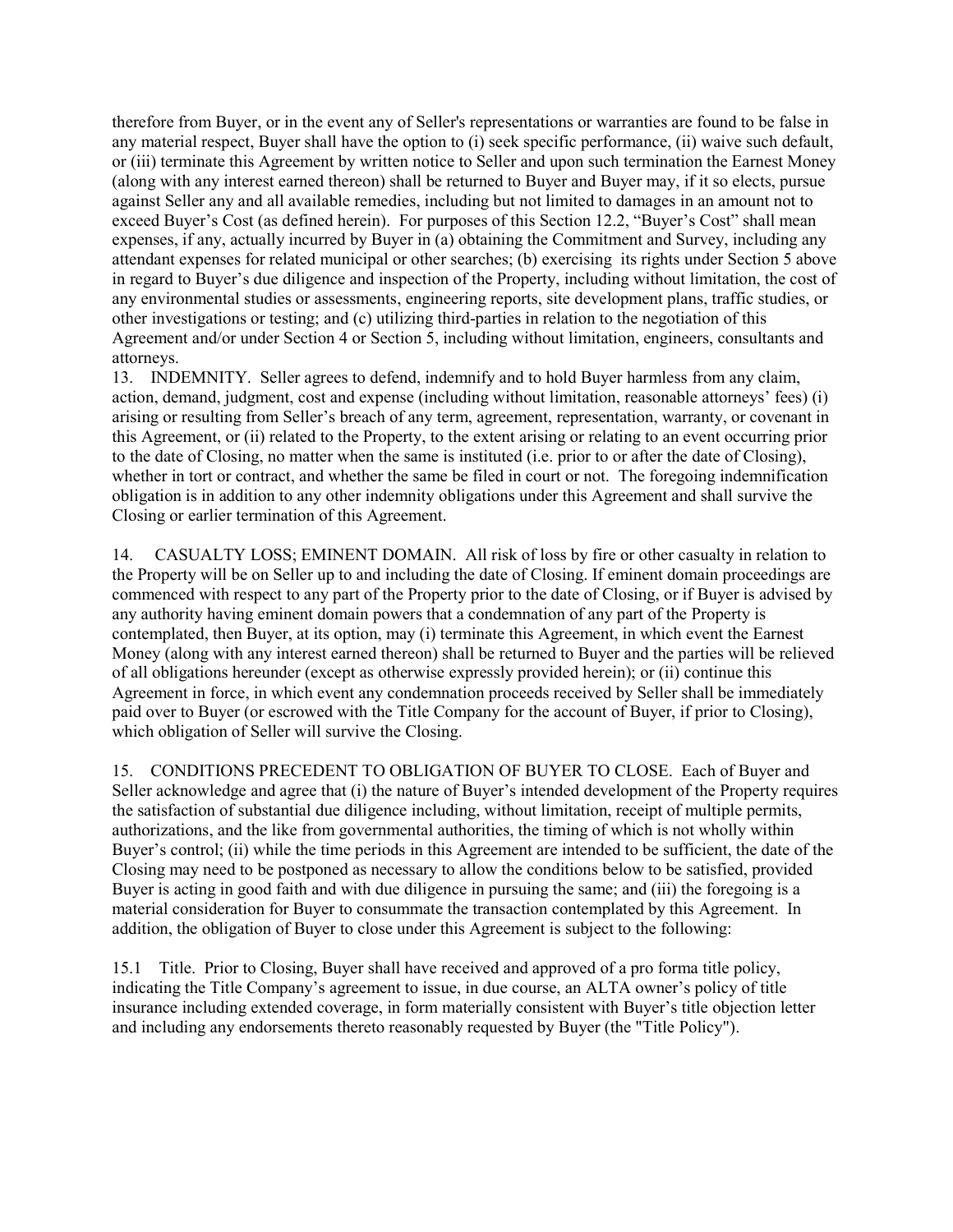therefore from Buyer, or in the event any of Seller's representations or warranties are found to be false in any material respect, Buyer shall have the option to (i) seek specific performance, (ii) waive such default, or (iii) terminate this Agreement by written notice to Seller and upon such termination the Earnest Money (along with any interest earned thereon) shall be returned to Buyer and Buyer may, if it so elects, pursue against Seller any and all available remedies, including but not limited to damages in an amount not to exceed Buyer's Cost (as defined herein). For purposes of this Section 12.2, "Buyer's Cost" shall mean expenses, if any, actually incurred by Buyer in (a) obtaining the Commitment and Survey, including any attendant expenses for related municipal or other searches; (b) exercising its rights under Section 5 above in regard to Buyer's due diligence and inspection of the Property, including without limitation, the cost of any environmental studies or assessments, engineering reports, site development plans, traffic studies, or other investigations or testing; and (c) utilizing third-parties in relation to the negotiation of this Agreement and/or under Section 4 or Section 5, including without limitation, engineers, consultants and attorneys.

13. INDEMNITY. Seller agrees to defend, indemnify and to hold Buyer harmless from any claim, action, demand, judgment, cost and expense (including without limitation, reasonable attorneys' fees) (i) arising or resulting from Seller's breach of any term, agreement, representation, warranty, or covenant in this Agreement, or (ii) related to the Property, to the extent arising or relating to an event occurring prior to the date of Closing, no matter when the same is instituted (i.e. prior to or after the date of Closing), whether in tort or contract, and whether the same be filed in court or not. The foregoing indemnification obligation is in addition to any other indemnity obligations under this Agreement and shall survive the Closing or earlier termination of this Agreement.

14. CASUALTY LOSS; EMINENT DOMAIN. All risk of loss by fire or other casualty in relation to the Property will be on Seller up to and including the date of Closing. If eminent domain proceedings are commenced with respect to any part of the Property prior to the date of Closing, or if Buyer is advised by any authority having eminent domain powers that a condemnation of any part of the Property is contemplated, then Buyer, at its option, may (i) terminate this Agreement, in which event the Earnest Money (along with any interest earned thereon) shall be returned to Buyer and the parties will be relieved of all obligations hereunder (except as otherwise expressly provided herein); or (ii) continue this Agreement in force, in which event any condemnation proceeds received by Seller shall be immediately paid over to Buyer (or escrowed with the Title Company for the account of Buyer, if prior to Closing), which obligation of Seller will survive the Closing.

15. CONDITIONS PRECEDENT TO OBLIGATION OF BUYER TO CLOSE. Each of Buyer and Seller acknowledge and agree that (i) the nature of Buyer's intended development of the Property requires the satisfaction of substantial due diligence including, without limitation, receipt of multiple permits, authorizations, and the like from governmental authorities, the timing of which is not wholly within Buyer's control; (ii) while the time periods in this Agreement are intended to be sufficient, the date of the Closing may need to be postponed as necessary to allow the conditions below to be satisfied, provided Buyer is acting in good faith and with due diligence in pursuing the same; and (iii) the foregoing is a material consideration for Buyer to consummate the transaction contemplated by this Agreement. In addition, the obligation of Buyer to close under this Agreement is subject to the following:

15.1 Title. Prior to Closing, Buyer shall have received and approved of a pro forma title policy, indicating the Title Company's agreement to issue, in due course, an ALTA owner's policy of title insurance including extended coverage, in form materially consistent with Buyer's title objection letter and including any endorsements thereto reasonably requested by Buyer (the "Title Policy").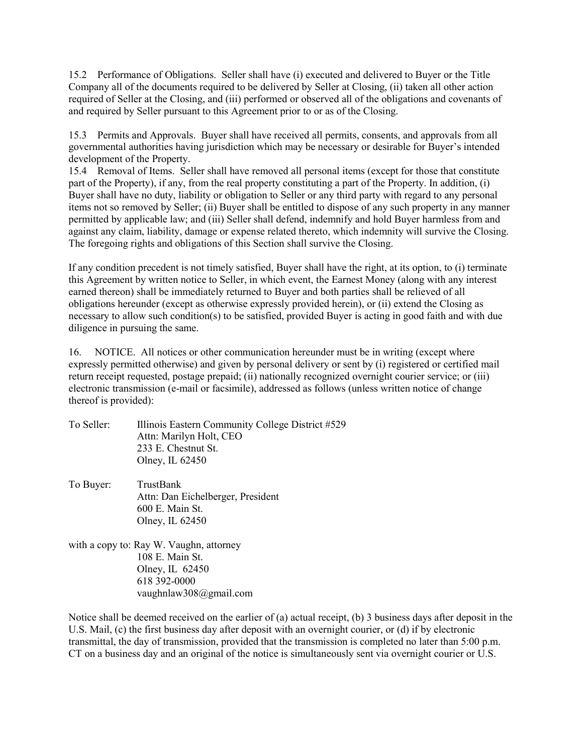15.2 Performance of Obligations. Seller shall have (i) executed and delivered to Buyer or the Title Company all of the documents required to be delivered by Seller at Closing, (ii) taken all other action required of Seller at the Closing, and (iii) performed or observed all of the obligations and covenants of and required by Seller pursuant to this Agreement prior to or as of the Closing.

15.3 Permits and Approvals. Buyer shall have received all permits, consents, and approvals from all governmental authorities having jurisdiction which may be necessary or desirable for Buyer's intended development of the Property.

15.4 Removal of Items. Seller shall have removed all personal items (except for those that constitute part of the Property), if any, from the real property constituting a part of the Property. In addition, (i) Buyer shall have no duty, liability or obligation to Seller or any third party with regard to any personal items not so removed by Seller; (ii) Buyer shall be entitled to dispose of any such property in any manner permitted by applicable law; and (iii) Seller shall defend, indemnify and hold Buyer harmless from and against any claim, liability, damage or expense related thereto, which indemnity will survive the Closing. The foregoing rights and obligations of this Section shall survive the Closing.

If any condition precedent is not timely satisfied, Buyer shall have the right, at its option, to (i) terminate this Agreement by written notice to Seller, in which event, the Earnest Money (along with any interest earned thereon) shall be immediately returned to Buyer and both parties shall be relieved of all obligations hereunder (except as otherwise expressly provided herein), or (ii) extend the Closing as necessary to allow such condition(s) to be satisfied, provided Buyer is acting in good faith and with due diligence in pursuing the same.

16. NOTICE. All notices or other communication hereunder must be in writing (except where expressly permitted otherwise) and given by personal delivery or sent by (i) registered or certified mail return receipt requested, postage prepaid; (ii) nationally recognized overnight courier service; or (iii) electronic transmission (e-mail or facsimile), addressed as follows (unless written notice of change thereof is provided):

To Seller: Illinois Eastern Community College District #529
Attn: Marilyn Holt, CEO
233 E. Chestnut St.
Olney, IL 62450

To Buyer: TrustBank
Attn: Dan Eichelberger, President
600 E. Main St.
Olney, IL 62450

with a copy to: Ray W. Vaughn, attorney
108 E. Main St.
Olney, IL 62450
618 392-0000
vaughnlaw308@gmail.com

Notice shall be deemed received on the earlier of (a) actual receipt, (b) 3 business days after deposit in the U.S. Mail, (c) the first business day after deposit with an overnight courier, or (d) if by electronic transmittal, the day of transmission, provided that the transmission is completed no later than 5:00 p.m. CT on a business day and an original of the notice is simultaneously sent via overnight courier or U.S.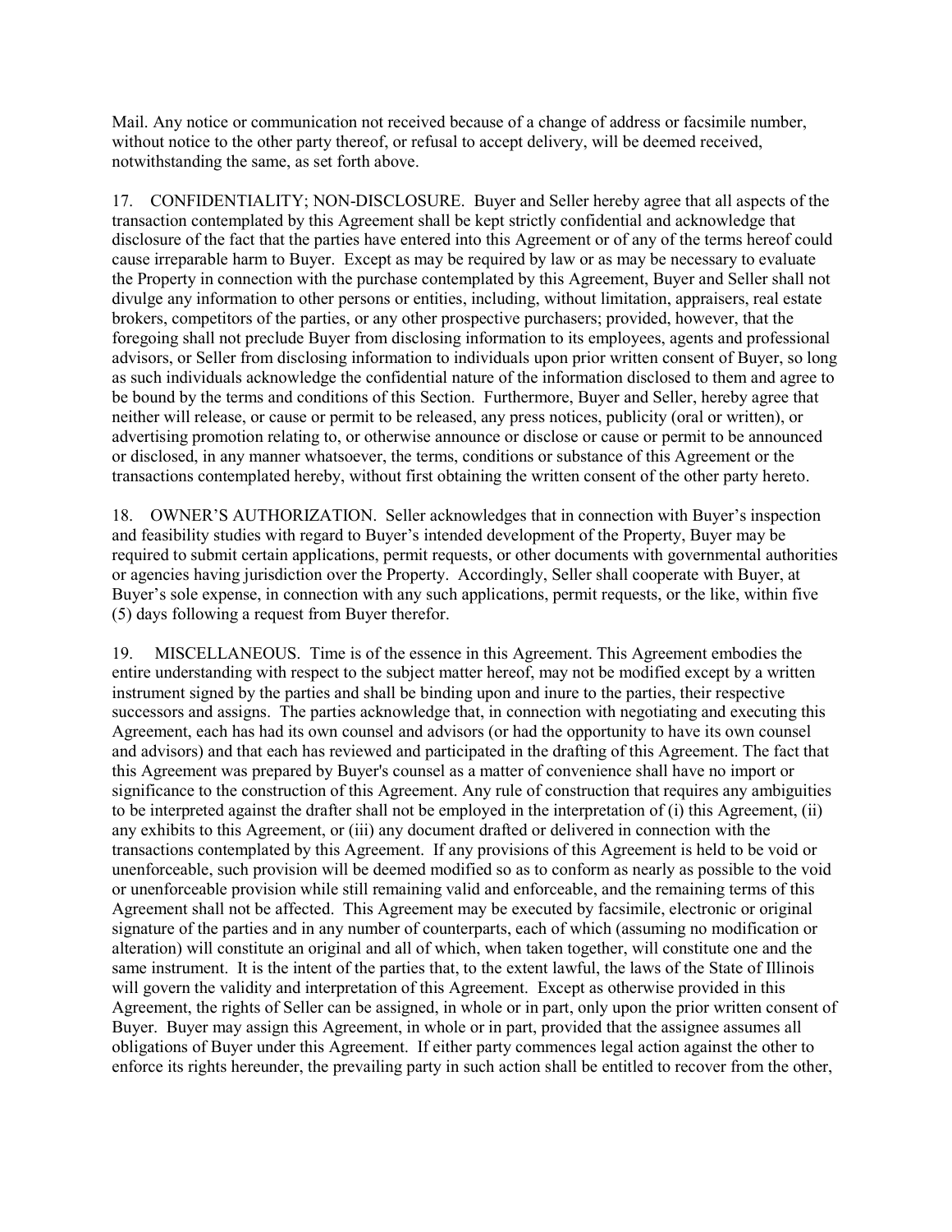Mail. Any notice or communication not received because of a change of address or facsimile number, without notice to the other party thereof, or refusal to accept delivery, will be deemed received, notwithstanding the same, as set forth above.

17. CONFIDENTIALITY; NON-DISCLOSURE. Buyer and Seller hereby agree that all aspects of the transaction contemplated by this Agreement shall be kept strictly confidential and acknowledge that disclosure of the fact that the parties have entered into this Agreement or of any of the terms hereof could cause irreparable harm to Buyer. Except as may be required by law or as may be necessary to evaluate the Property in connection with the purchase contemplated by this Agreement, Buyer and Seller shall not divulge any information to other persons or entities, including, without limitation, appraisers, real estate brokers, competitors of the parties, or any other prospective purchasers; provided, however, that the foregoing shall not preclude Buyer from disclosing information to its employees, agents and professional advisors, or Seller from disclosing information to individuals upon prior written consent of Buyer, so long as such individuals acknowledge the confidential nature of the information disclosed to them and agree to be bound by the terms and conditions of this Section. Furthermore, Buyer and Seller, hereby agree that neither will release, or cause or permit to be released, any press notices, publicity (oral or written), or advertising promotion relating to, or otherwise announce or disclose or cause or permit to be announced or disclosed, in any manner whatsoever, the terms, conditions or substance of this Agreement or the transactions contemplated hereby, without first obtaining the written consent of the other party hereto.

18. OWNER'S AUTHORIZATION. Seller acknowledges that in connection with Buyer's inspection and feasibility studies with regard to Buyer's intended development of the Property, Buyer may be required to submit certain applications, permit requests, or other documents with governmental authorities or agencies having jurisdiction over the Property. Accordingly, Seller shall cooperate with Buyer, at Buyer's sole expense, in connection with any such applications, permit requests, or the like, within five (5) days following a request from Buyer therefor.

19. MISCELLANEOUS. Time is of the essence in this Agreement. This Agreement embodies the entire understanding with respect to the subject matter hereof, may not be modified except by a written instrument signed by the parties and shall be binding upon and inure to the parties, their respective successors and assigns. The parties acknowledge that, in connection with negotiating and executing this Agreement, each has had its own counsel and advisors (or had the opportunity to have its own counsel and advisors) and that each has reviewed and participated in the drafting of this Agreement. The fact that this Agreement was prepared by Buyer's counsel as a matter of convenience shall have no import or significance to the construction of this Agreement. Any rule of construction that requires any ambiguities to be interpreted against the drafter shall not be employed in the interpretation of (i) this Agreement, (ii) any exhibits to this Agreement, or (iii) any document drafted or delivered in connection with the transactions contemplated by this Agreement. If any provisions of this Agreement is held to be void or unenforceable, such provision will be deemed modified so as to conform as nearly as possible to the void or unenforceable provision while still remaining valid and enforceable, and the remaining terms of this Agreement shall not be affected. This Agreement may be executed by facsimile, electronic or original signature of the parties and in any number of counterparts, each of which (assuming no modification or alteration) will constitute an original and all of which, when taken together, will constitute one and the same instrument. It is the intent of the parties that, to the extent lawful, the laws of the State of Illinois will govern the validity and interpretation of this Agreement. Except as otherwise provided in this Agreement, the rights of Seller can be assigned, in whole or in part, only upon the prior written consent of Buyer. Buyer may assign this Agreement, in whole or in part, provided that the assignee assumes all obligations of Buyer under this Agreement. If either party commences legal action against the other to enforce its rights hereunder, the prevailing party in such action shall be entitled to recover from the other,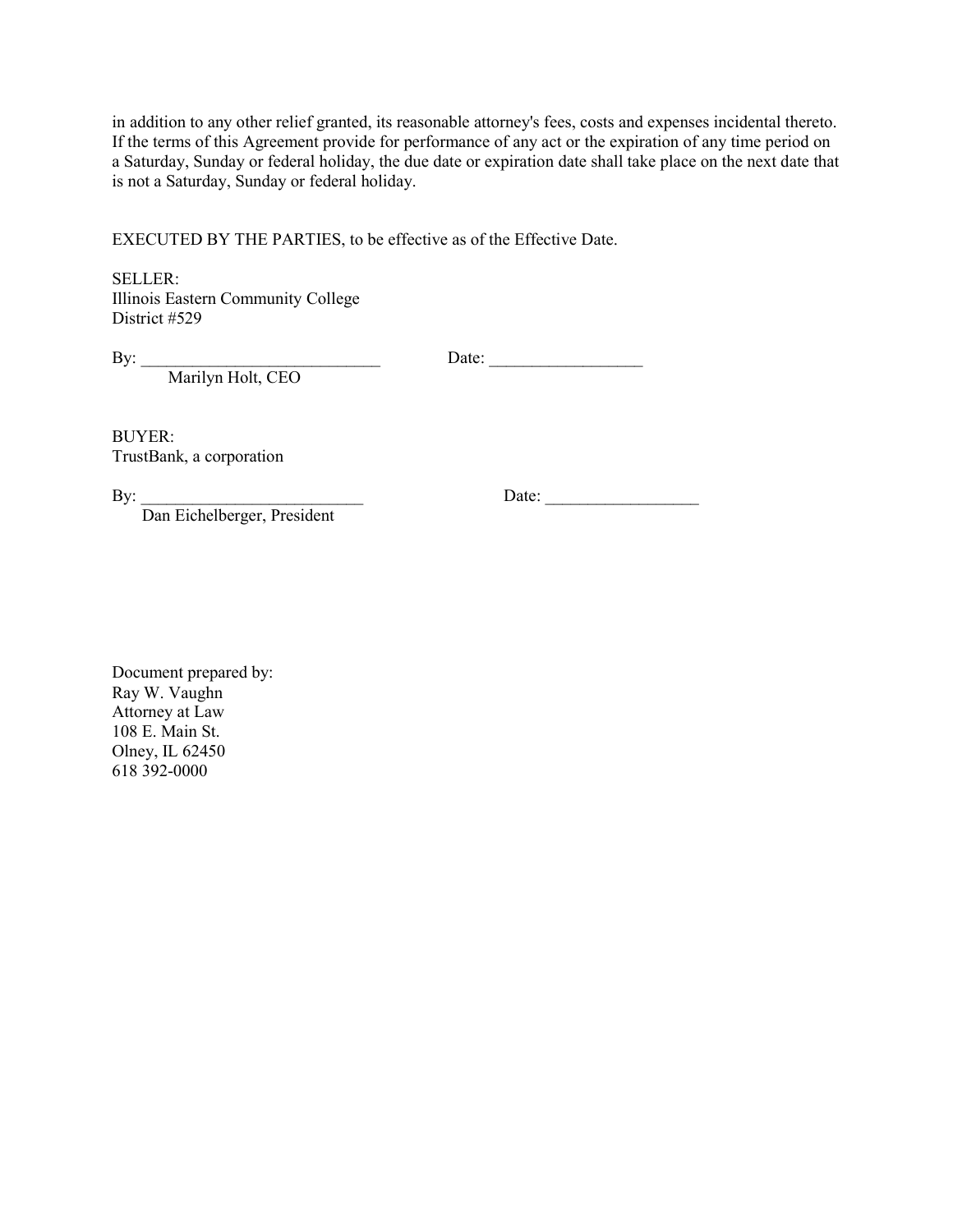in addition to any other relief granted, its reasonable attorney's fees, costs and expenses incidental thereto. If the terms of this Agreement provide for performance of any act or the expiration of any time period on a Saturday, Sunday or federal holiday, the due date or expiration date shall take place on the next date that is not a Saturday, Sunday or federal holiday.

EXECUTED BY THE PARTIES, to be effective as of the Effective Date.

SELLER:
Illinois Eastern Community College
District #529

By: ____________________________ Date: __________________
Marilyn Holt, CEO

BUYER:
TrustBank, a corporation

By: __________________________ Date: __________________
Dan Eichelberger, President

Document prepared by:
Ray W. Vaughn
Attorney at Law
108 E. Main St.
Olney, IL 62450
618 392-0000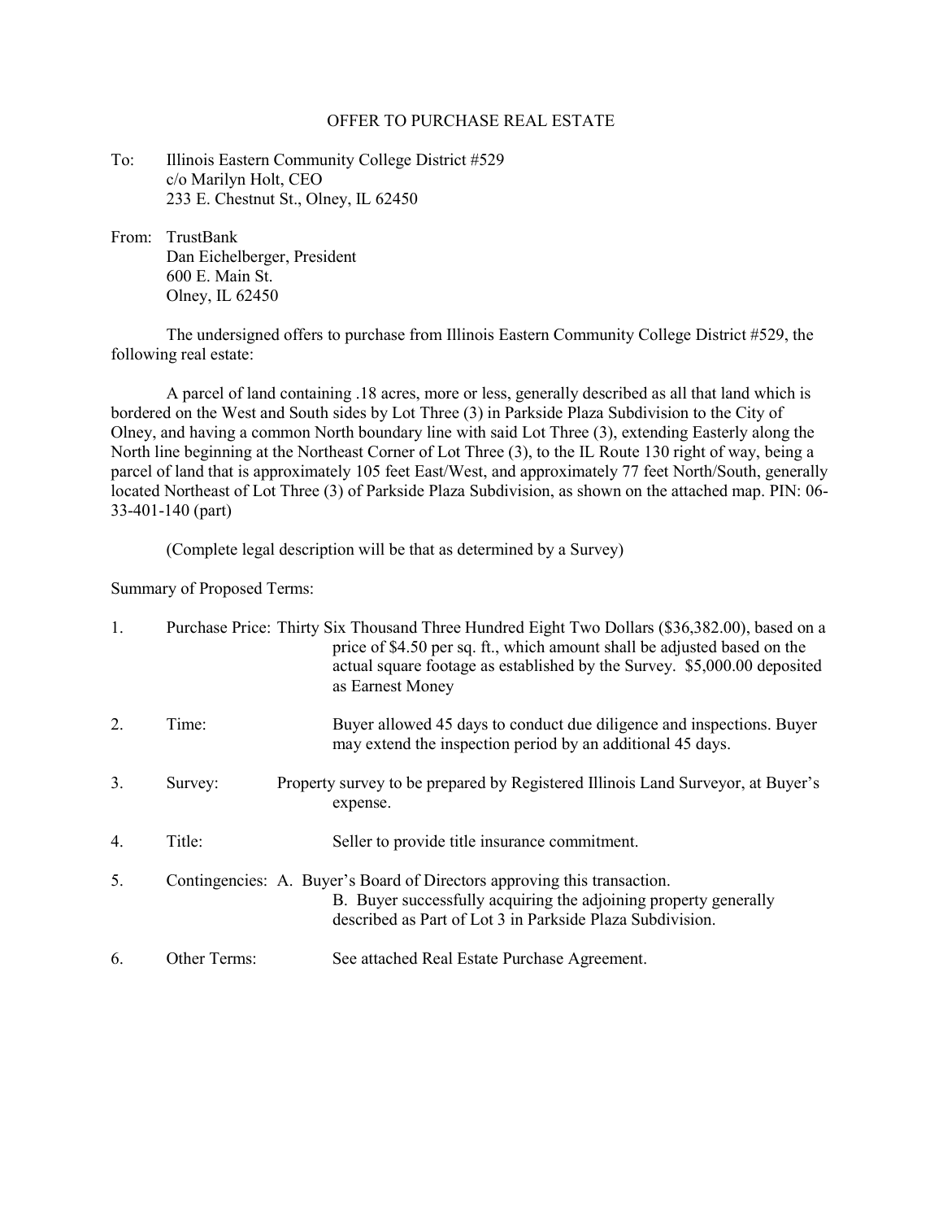# OFFER TO PURCHASE REAL ESTATE

To: Illinois Eastern Community College District #529
c/o Marilyn Holt, CEO
233 E. Chestnut St., Olney, IL 62450

From: TrustBank
Dan Eichelberger, President
600 E. Main St.
Olney, IL 62450

The undersigned offers to purchase from Illinois Eastern Community College District #529, the following real estate:

A parcel of land containing .18 acres, more or less, generally described as all that land which is bordered on the West and South sides by Lot Three (3) in Parkside Plaza Subdivision to the City of Olney, and having a common North boundary line with said Lot Three (3), extending Easterly along the North line beginning at the Northeast Corner of Lot Three (3), to the IL Route 130 right of way, being a parcel of land that is approximately 105 feet East/West, and approximately 77 feet North/South, generally located Northeast of Lot Three (3) of Parkside Plaza Subdivision, as shown on the attached map. PIN: 06-33-401-140 (part)

(Complete legal description will be that as determined by a Survey)

Summary of Proposed Terms:

1. Purchase Price: Thirty Six Thousand Three Hundred Eight Two Dollars ($36,382.00), based on a price of $4.50 per sq. ft., which amount shall be adjusted based on the actual square footage as established by the Survey. $5,000.00 deposited as Earnest Money

2. Time: Buyer allowed 45 days to conduct due diligence and inspections. Buyer may extend the inspection period by an additional 45 days.

3. Survey: Property survey to be prepared by Registered Illinois Land Surveyor, at Buyer's expense.

4. Title: Seller to provide title insurance commitment.

5. Contingencies: A. Buyer's Board of Directors approving this transaction.
B. Buyer successfully acquiring the adjoining property generally described as Part of Lot 3 in Parkside Plaza Subdivision.

6. Other Terms: See attached Real Estate Purchase Agreement.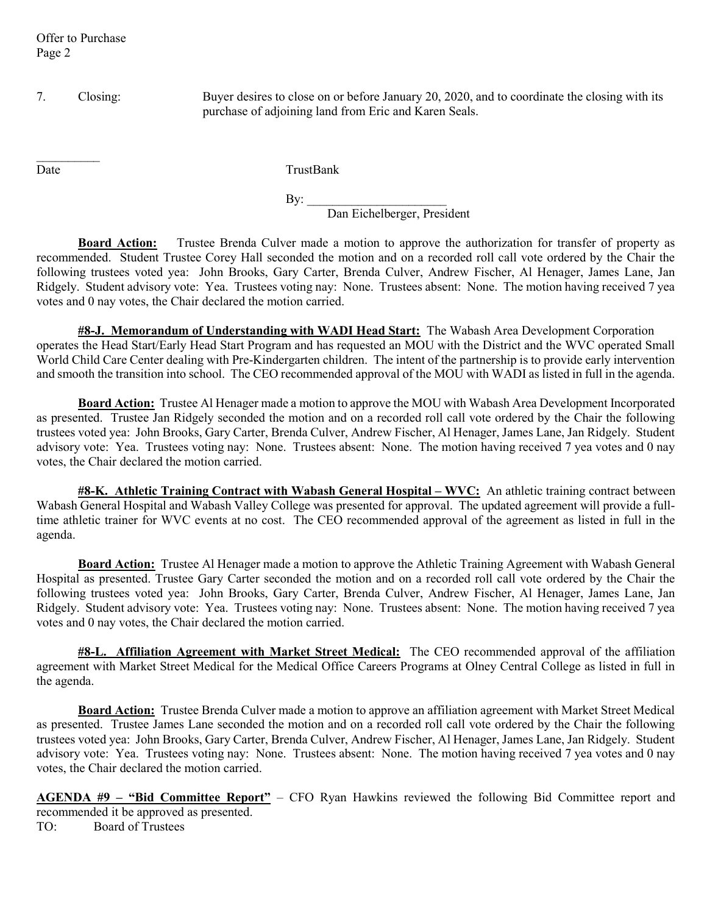7. Closing: Buyer desires to close on or before January 20, 2020, and to coordinate the closing with its purchase of adjoining land from Eric and Karen Seals.

__________
Date

TrustBank

By: ______________________
Dan Eichelberger, President

**Board Action:** Trustee Brenda Culver made a motion to approve the authorization for transfer of property as recommended. Student Trustee Corey Hall seconded the motion and on a recorded roll call vote ordered by the Chair the following trustees voted yea: John Brooks, Gary Carter, Brenda Culver, Andrew Fischer, Al Henager, James Lane, Jan Ridgely. Student advisory vote: Yea. Trustees voting nay: None. Trustees absent: None. The motion having received 7 yea votes and 0 nay votes, the Chair declared the motion carried.

**#8-J. Memorandum of Understanding with WADI Head Start:** The Wabash Area Development Corporation operates the Head Start/Early Head Start Program and has requested an MOU with the District and the WVC operated Small World Child Care Center dealing with Pre-Kindergarten children. The intent of the partnership is to provide early intervention and smooth the transition into school. The CEO recommended approval of the MOU with WADI as listed in full in the agenda.

**Board Action:** Trustee Al Henager made a motion to approve the MOU with Wabash Area Development Incorporated as presented. Trustee Jan Ridgely seconded the motion and on a recorded roll call vote ordered by the Chair the following trustees voted yea: John Brooks, Gary Carter, Brenda Culver, Andrew Fischer, Al Henager, James Lane, Jan Ridgely. Student advisory vote: Yea. Trustees voting nay: None. Trustees absent: None. The motion having received 7 yea votes and 0 nay votes, the Chair declared the motion carried.

**#8-K. Athletic Training Contract with Wabash General Hospital – WVC:** An athletic training contract between Wabash General Hospital and Wabash Valley College was presented for approval. The updated agreement will provide a full-time athletic trainer for WVC events at no cost. The CEO recommended approval of the agreement as listed in full in the agenda.

**Board Action:** Trustee Al Henager made a motion to approve the Athletic Training Agreement with Wabash General Hospital as presented. Trustee Gary Carter seconded the motion and on a recorded roll call vote ordered by the Chair the following trustees voted yea: John Brooks, Gary Carter, Brenda Culver, Andrew Fischer, Al Henager, James Lane, Jan Ridgely. Student advisory vote: Yea. Trustees voting nay: None. Trustees absent: None. The motion having received 7 yea votes and 0 nay votes, the Chair declared the motion carried.

**#8-L. Affiliation Agreement with Market Street Medical:** The CEO recommended approval of the affiliation agreement with Market Street Medical for the Medical Office Careers Programs at Olney Central College as listed in full in the agenda.

**Board Action:** Trustee Brenda Culver made a motion to approve an affiliation agreement with Market Street Medical as presented. Trustee James Lane seconded the motion and on a recorded roll call vote ordered by the Chair the following trustees voted yea: John Brooks, Gary Carter, Brenda Culver, Andrew Fischer, Al Henager, James Lane, Jan Ridgely. Student advisory vote: Yea. Trustees voting nay: None. Trustees absent: None. The motion having received 7 yea votes and 0 nay votes, the Chair declared the motion carried.

**AGENDA #9 – "Bid Committee Report"** – CFO Ryan Hawkins reviewed the following Bid Committee report and recommended it be approved as presented.

TO: Board of Trustees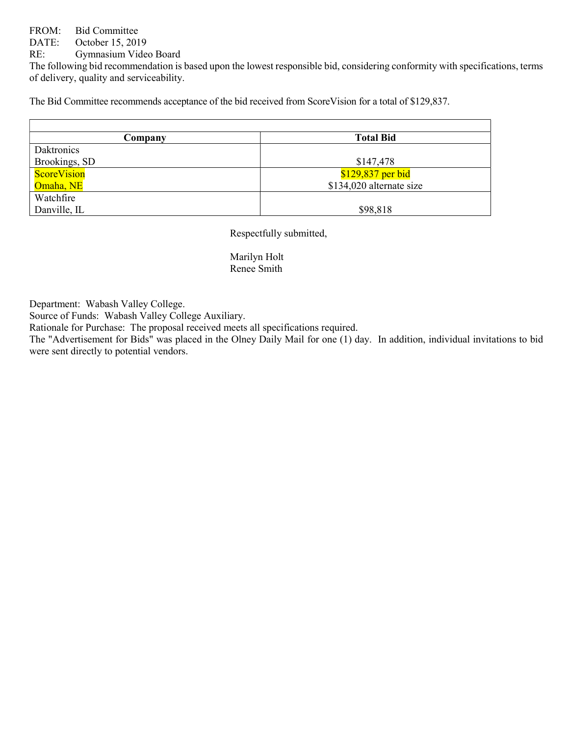FROM: Bid Committee
DATE: October 15, 2019
RE: Gymnasium Video Board

The following bid recommendation is based upon the lowest responsible bid, considering conformity with specifications, terms of delivery, quality and serviceability.

The Bid Committee recommends acceptance of the bid received from ScoreVision for a total of $129,837.

| Company | Total Bid |
|---|---|
| Daktronics<br>Brookings, SD | $147,478 |
| ScoreVision<br>Omaha, NE | $129,837 per bid<br>$134,020 alternate size |
| Watchfire<br>Danville, IL | $98,818 |

Respectfully submitted,

Marilyn Holt
Renee Smith

Department: Wabash Valley College.
Source of Funds: Wabash Valley College Auxiliary.
Rationale for Purchase: The proposal received meets all specifications required.
The "Advertisement for Bids" was placed in the Olney Daily Mail for one (1) day. In addition, individual invitations to bid were sent directly to potential vendors.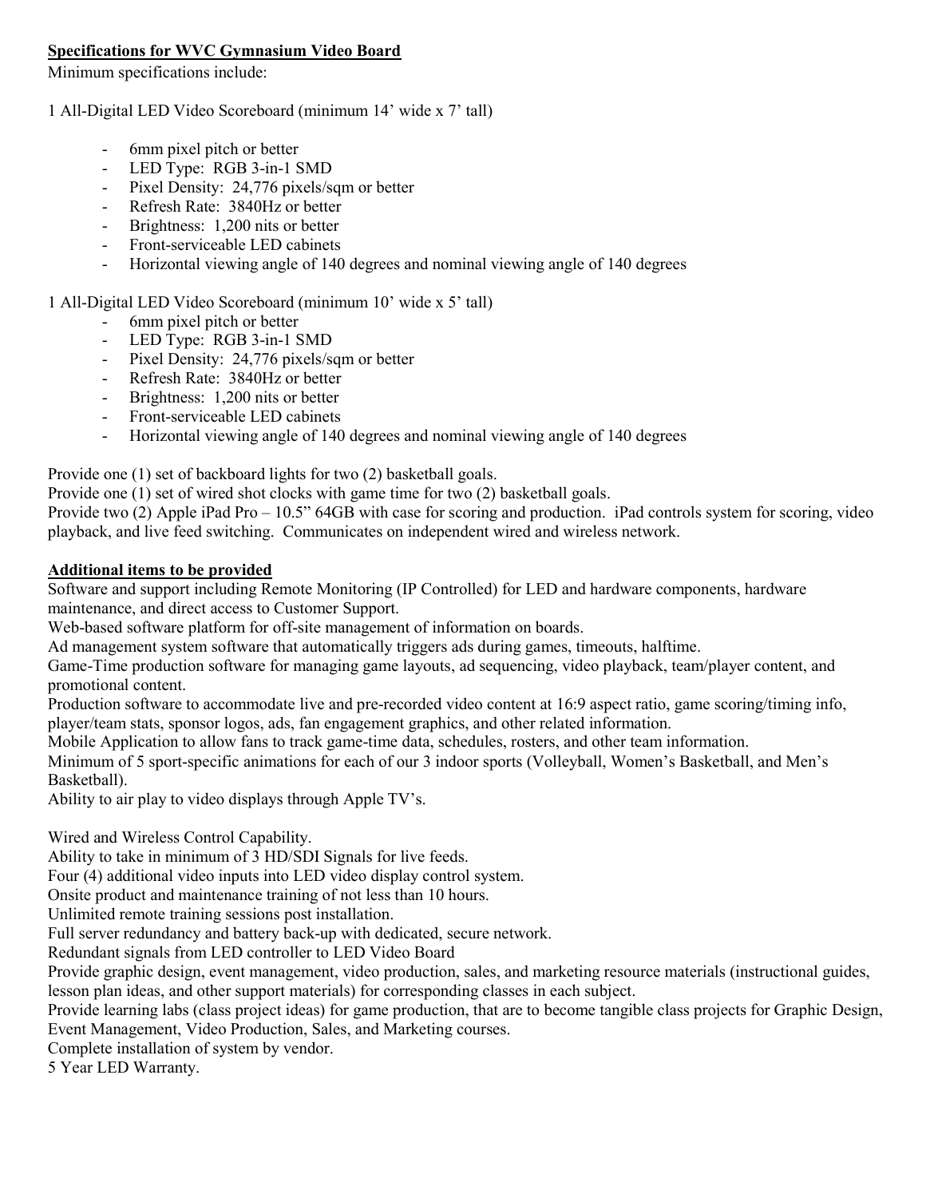**Specifications for WVC Gymnasium Video Board**

Minimum specifications include:

1 All-Digital LED Video Scoreboard (minimum 14' wide x 7' tall)

- 6mm pixel pitch or better
- LED Type: RGB 3-in-1 SMD
- Pixel Density: 24,776 pixels/sqm or better
- Refresh Rate: 3840Hz or better
- Brightness: 1,200 nits or better
- Front-serviceable LED cabinets
- Horizontal viewing angle of 140 degrees and nominal viewing angle of 140 degrees

1 All-Digital LED Video Scoreboard (minimum 10' wide x 5' tall)

- 6mm pixel pitch or better
- LED Type: RGB 3-in-1 SMD
- Pixel Density: 24,776 pixels/sqm or better
- Refresh Rate: 3840Hz or better
- Brightness: 1,200 nits or better
- Front-serviceable LED cabinets
- Horizontal viewing angle of 140 degrees and nominal viewing angle of 140 degrees

Provide one (1) set of backboard lights for two (2) basketball goals.
Provide one (1) set of wired shot clocks with game time for two (2) basketball goals.
Provide two (2) Apple iPad Pro – 10.5" 64GB with case for scoring and production. iPad controls system for scoring, video playback, and live feed switching. Communicates on independent wired and wireless network.

**Additional items to be provided**

Software and support including Remote Monitoring (IP Controlled) for LED and hardware components, hardware maintenance, and direct access to Customer Support.
Web-based software platform for off-site management of information on boards.
Ad management system software that automatically triggers ads during games, timeouts, halftime.
Game-Time production software for managing game layouts, ad sequencing, video playback, team/player content, and promotional content.
Production software to accommodate live and pre-recorded video content at 16:9 aspect ratio, game scoring/timing info, player/team stats, sponsor logos, ads, fan engagement graphics, and other related information.
Mobile Application to allow fans to track game-time data, schedules, rosters, and other team information.
Minimum of 5 sport-specific animations for each of our 3 indoor sports (Volleyball, Women's Basketball, and Men's Basketball).
Ability to air play to video displays through Apple TV's.

Wired and Wireless Control Capability.
Ability to take in minimum of 3 HD/SDI Signals for live feeds.
Four (4) additional video inputs into LED video display control system.
Onsite product and maintenance training of not less than 10 hours.
Unlimited remote training sessions post installation.
Full server redundancy and battery back-up with dedicated, secure network.
Redundant signals from LED controller to LED Video Board
Provide graphic design, event management, video production, sales, and marketing resource materials (instructional guides, lesson plan ideas, and other support materials) for corresponding classes in each subject.
Provide learning labs (class project ideas) for game production, that are to become tangible class projects for Graphic Design, Event Management, Video Production, Sales, and Marketing courses.
Complete installation of system by vendor.
5 Year LED Warranty.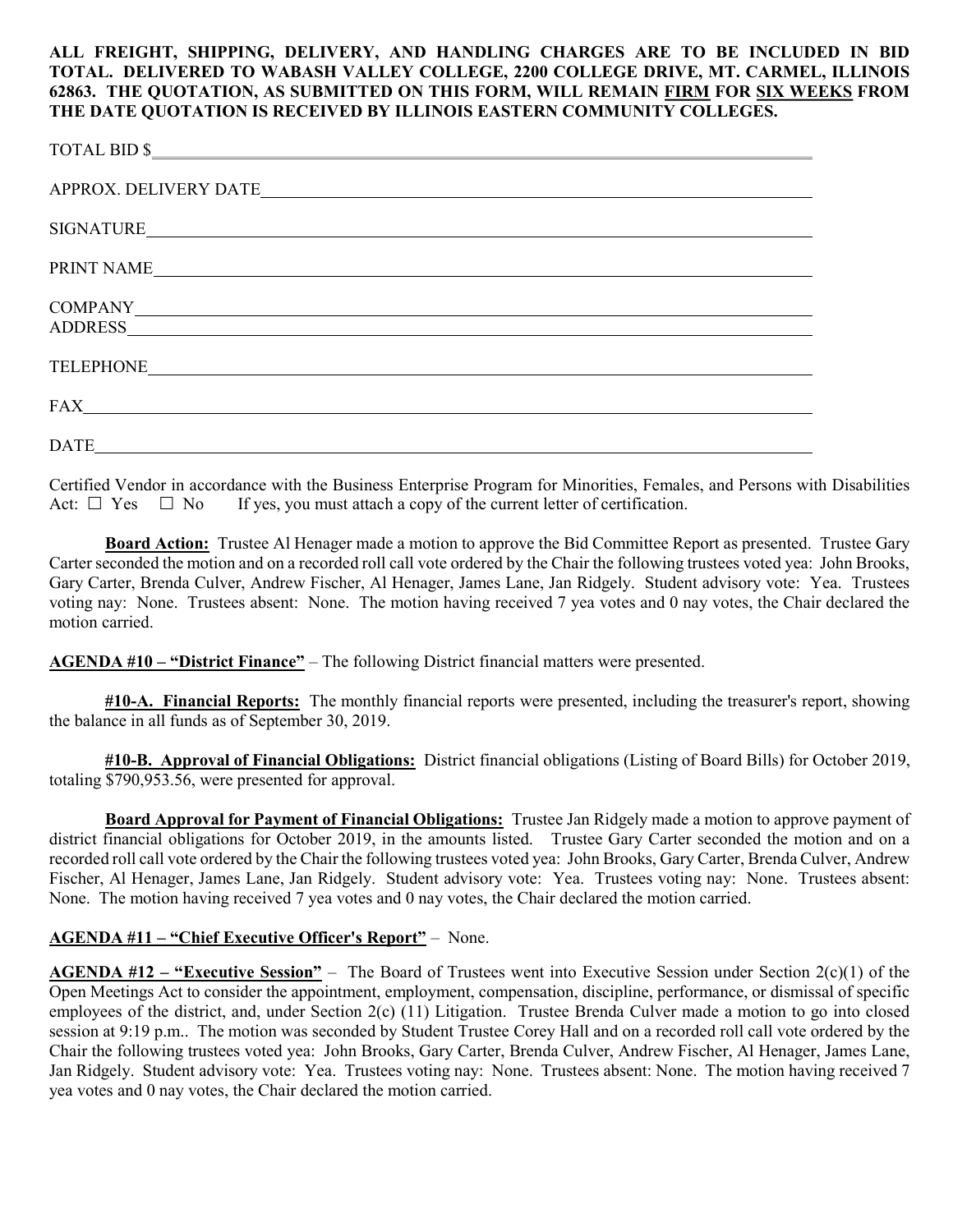**ALL FREIGHT, SHIPPING, DELIVERY, AND HANDLING CHARGES ARE TO BE INCLUDED IN BID TOTAL. DELIVERED TO WABASH VALLEY COLLEGE, 2200 COLLEGE DRIVE, MT. CARMEL, ILLINOIS 62863. THE QUOTATION, AS SUBMITTED ON THIS FORM, WILL REMAIN FIRM FOR SIX WEEKS FROM THE DATE QUOTATION IS RECEIVED BY ILLINOIS EASTERN COMMUNITY COLLEGES.**

TOTAL BID $\_\_\_\_\_\_\_\_\_\_\_\_\_\_\_\_\_\_\_\_\_\_\_\_\_\_\_\_\_\_\_\_\_\_\_\_\_\_\_\_

APPROX. DELIVERY DATE\_\_\_\_\_\_\_\_\_\_\_\_\_\_\_\_\_\_\_\_\_\_\_\_\_\_\_\_\_\_\_\_\_\_\_\_\_\_\_\_

SIGNATURE\_\_\_\_\_\_\_\_\_\_\_\_\_\_\_\_\_\_\_\_\_\_\_\_\_\_\_\_\_\_\_\_\_\_\_\_\_\_\_\_

PRINT NAME\_\_\_\_\_\_\_\_\_\_\_\_\_\_\_\_\_\_\_\_\_\_\_\_\_\_\_\_\_\_\_\_\_\_\_\_\_\_\_\_

COMPANY\_\_\_\_\_\_\_\_\_\_\_\_\_\_\_\_\_\_\_\_\_\_\_\_\_\_\_\_\_\_\_\_\_\_\_\_\_\_\_\_
ADDRESS\_\_\_\_\_\_\_\_\_\_\_\_\_\_\_\_\_\_\_\_\_\_\_\_\_\_\_\_\_\_\_\_\_\_\_\_\_\_\_\_

TELEPHONE\_\_\_\_\_\_\_\_\_\_\_\_\_\_\_\_\_\_\_\_\_\_\_\_\_\_\_\_\_\_\_\_\_\_\_\_\_\_\_\_

FAX\_\_\_\_\_\_\_\_\_\_\_\_\_\_\_\_\_\_\_\_\_\_\_\_\_\_\_\_\_\_\_\_\_\_\_\_\_\_\_\_

DATE\_\_\_\_\_\_\_\_\_\_\_\_\_\_\_\_\_\_\_\_\_\_\_\_\_\_\_\_\_\_\_\_\_\_\_\_\_\_\_\_

Certified Vendor in accordance with the Business Enterprise Program for Minorities, Females, and Persons with Disabilities Act: ☐ Yes ☐ No If yes, you must attach a copy of the current letter of certification.

**Board Action:** Trustee Al Henager made a motion to approve the Bid Committee Report as presented. Trustee Gary Carter seconded the motion and on a recorded roll call vote ordered by the Chair the following trustees voted yea: John Brooks, Gary Carter, Brenda Culver, Andrew Fischer, Al Henager, James Lane, Jan Ridgely. Student advisory vote: Yea. Trustees voting nay: None. Trustees absent: None. The motion having received 7 yea votes and 0 nay votes, the Chair declared the motion carried.

**AGENDA #10 – "District Finance"** – The following District financial matters were presented.

**#10-A. Financial Reports:** The monthly financial reports were presented, including the treasurer's report, showing the balance in all funds as of September 30, 2019.

**#10-B. Approval of Financial Obligations:** District financial obligations (Listing of Board Bills) for October 2019, totaling $790,953.56, were presented for approval.

**Board Approval for Payment of Financial Obligations:** Trustee Jan Ridgely made a motion to approve payment of district financial obligations for October 2019, in the amounts listed. Trustee Gary Carter seconded the motion and on a recorded roll call vote ordered by the Chair the following trustees voted yea: John Brooks, Gary Carter, Brenda Culver, Andrew Fischer, Al Henager, James Lane, Jan Ridgely. Student advisory vote: Yea. Trustees voting nay: None. Trustees absent: None. The motion having received 7 yea votes and 0 nay votes, the Chair declared the motion carried.

**AGENDA #11 – "Chief Executive Officer's Report"** – None.

**AGENDA #12 – "Executive Session"** – The Board of Trustees went into Executive Session under Section 2(c)(1) of the Open Meetings Act to consider the appointment, employment, compensation, discipline, performance, or dismissal of specific employees of the district, and, under Section 2(c) (11) Litigation. Trustee Brenda Culver made a motion to go into closed session at 9:19 p.m.. The motion was seconded by Student Trustee Corey Hall and on a recorded roll call vote ordered by the Chair the following trustees voted yea: John Brooks, Gary Carter, Brenda Culver, Andrew Fischer, Al Henager, James Lane, Jan Ridgely. Student advisory vote: Yea. Trustees voting nay: None. Trustees absent: None. The motion having received 7 yea votes and 0 nay votes, the Chair declared the motion carried.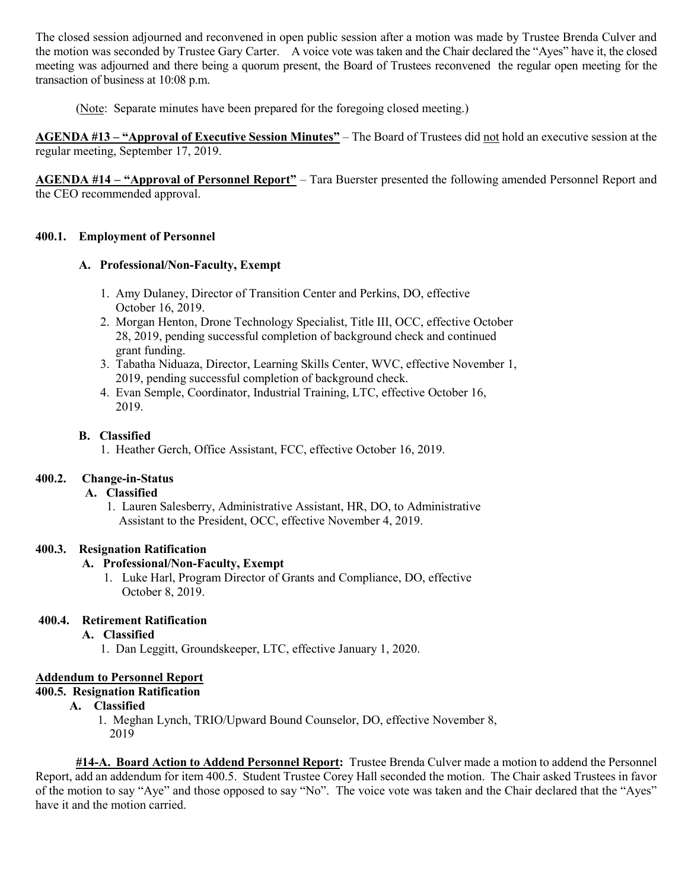The closed session adjourned and reconvened in open public session after a motion was made by Trustee Brenda Culver and the motion was seconded by Trustee Gary Carter. A voice vote was taken and the Chair declared the "Ayes" have it, the closed meeting was adjourned and there being a quorum present, the Board of Trustees reconvened the regular open meeting for the transaction of business at 10:08 p.m.

(Note: Separate minutes have been prepared for the foregoing closed meeting.)

**AGENDA #13 – "Approval of Executive Session Minutes"** – The Board of Trustees did not hold an executive session at the regular meeting, September 17, 2019.

**AGENDA #14 – "Approval of Personnel Report"** – Tara Buerster presented the following amended Personnel Report and the CEO recommended approval.

**400.1. Employment of Personnel**

**A. Professional/Non-Faculty, Exempt**

1. Amy Dulaney, Director of Transition Center and Perkins, DO, effective October 16, 2019.
2. Morgan Henton, Drone Technology Specialist, Title III, OCC, effective October 28, 2019, pending successful completion of background check and continued grant funding.
3. Tabatha Niduaza, Director, Learning Skills Center, WVC, effective November 1, 2019, pending successful completion of background check.
4. Evan Semple, Coordinator, Industrial Training, LTC, effective October 16, 2019.

**B. Classified**

1. Heather Gerch, Office Assistant, FCC, effective October 16, 2019.

**400.2. Change-in-Status**

**A. Classified**

1. Lauren Salesberry, Administrative Assistant, HR, DO, to Administrative Assistant to the President, OCC, effective November 4, 2019.

**400.3. Resignation Ratification**

**A. Professional/Non-Faculty, Exempt**

1. Luke Harl, Program Director of Grants and Compliance, DO, effective October 8, 2019.

**400.4. Retirement Ratification**

**A. Classified**

1. Dan Leggitt, Groundskeeper, LTC, effective January 1, 2020.

**Addendum to Personnel Report**

**400.5. Resignation Ratification**

**A. Classified**

1. Meghan Lynch, TRIO/Upward Bound Counselor, DO, effective November 8, 2019

**#14-A. Board Action to Addend Personnel Report:** Trustee Brenda Culver made a motion to addend the Personnel Report, add an addendum for item 400.5. Student Trustee Corey Hall seconded the motion. The Chair asked Trustees in favor of the motion to say "Aye" and those opposed to say "No". The voice vote was taken and the Chair declared that the "Ayes" have it and the motion carried.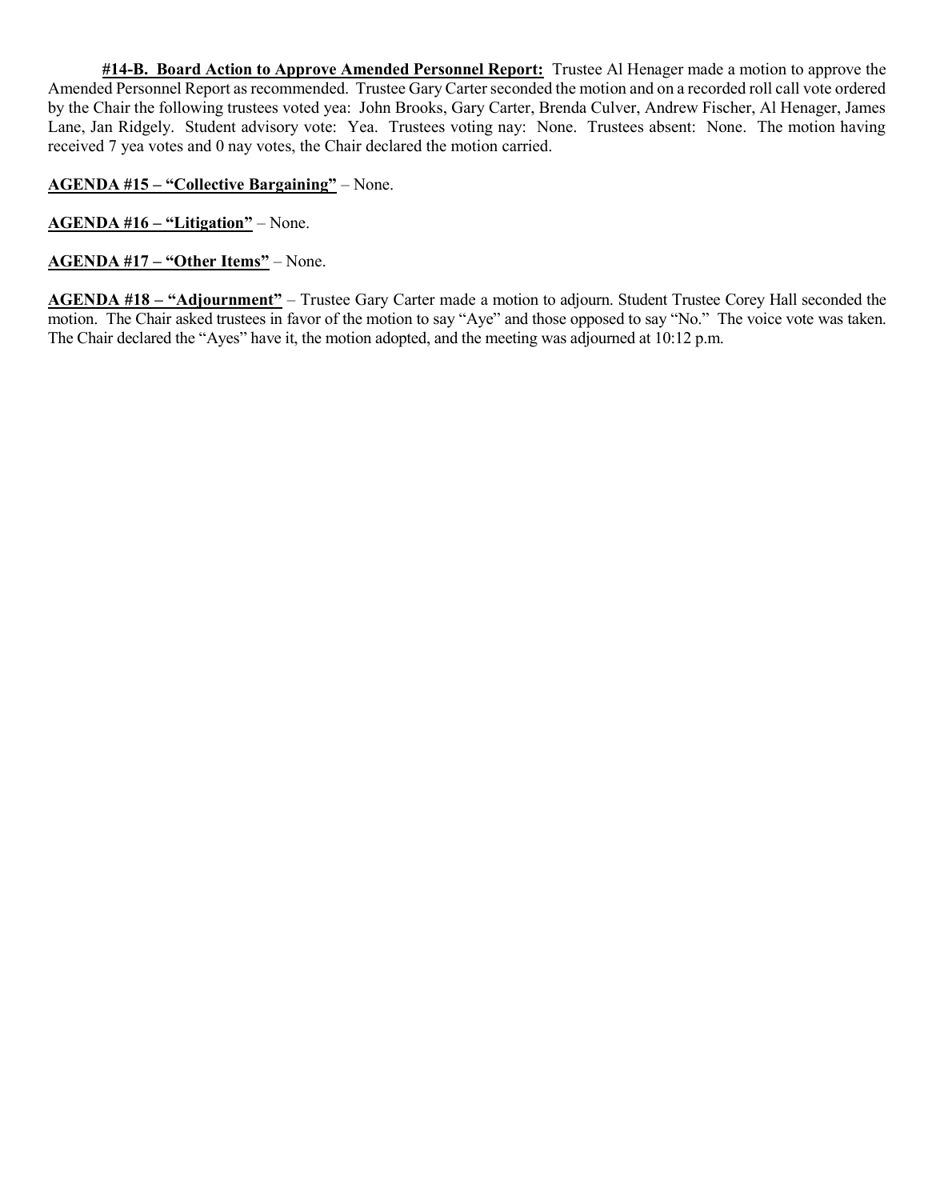**#14-B. Board Action to Approve Amended Personnel Report:** Trustee Al Henager made a motion to approve the Amended Personnel Report as recommended. Trustee Gary Carter seconded the motion and on a recorded roll call vote ordered by the Chair the following trustees voted yea: John Brooks, Gary Carter, Brenda Culver, Andrew Fischer, Al Henager, James Lane, Jan Ridgely. Student advisory vote: Yea. Trustees voting nay: None. Trustees absent: None. The motion having received 7 yea votes and 0 nay votes, the Chair declared the motion carried.

**AGENDA #15 – "Collective Bargaining"** – None.

**AGENDA #16 – "Litigation"** – None.

**AGENDA #17 – "Other Items"** – None.

**AGENDA #18 – "Adjournment"** – Trustee Gary Carter made a motion to adjourn. Student Trustee Corey Hall seconded the motion. The Chair asked trustees in favor of the motion to say "Aye" and those opposed to say "No." The voice vote was taken. The Chair declared the "Ayes" have it, the motion adopted, and the meeting was adjourned at 10:12 p.m.